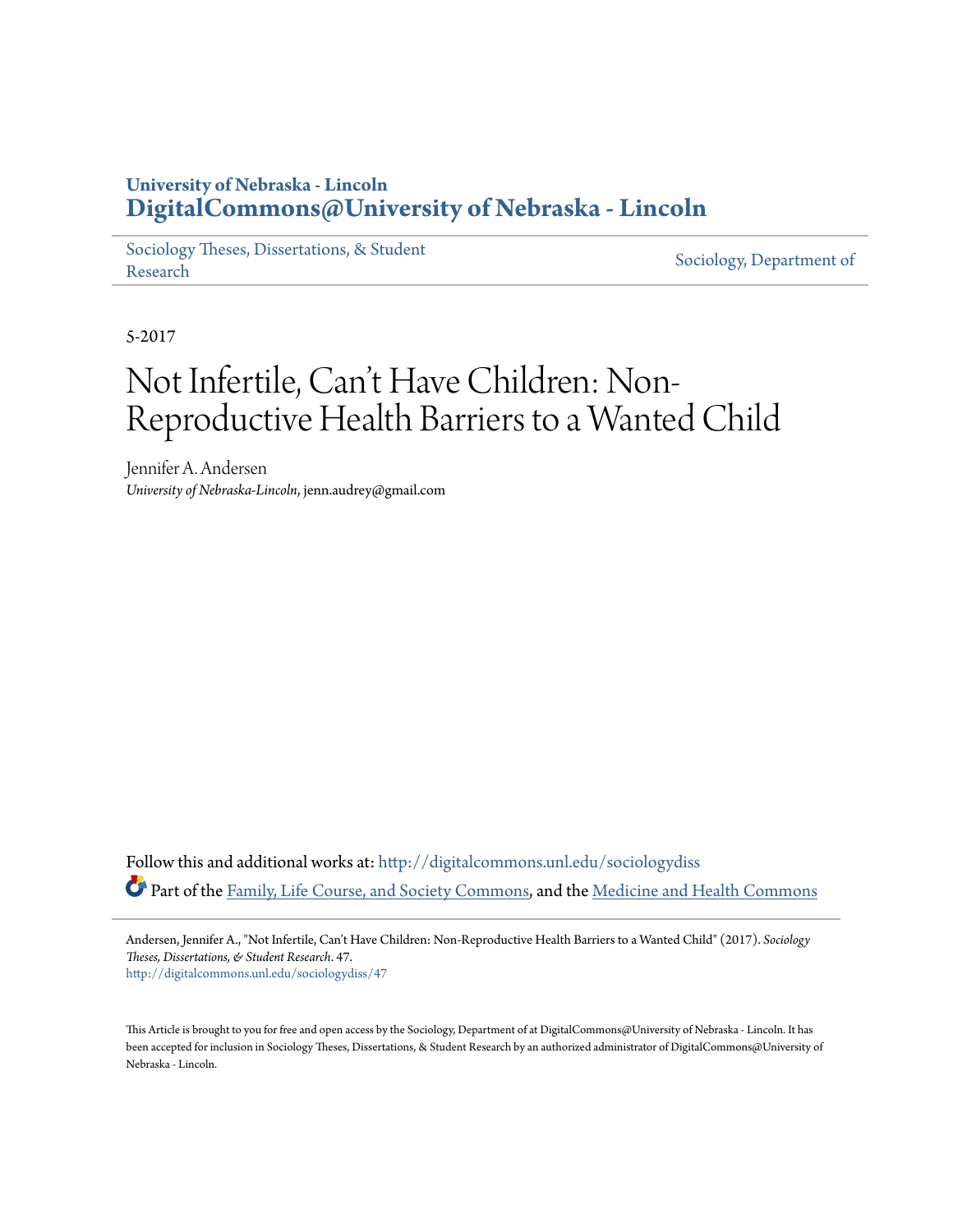**University of Nebraska - Lincoln**
**DigitalCommons@University of Nebraska - Lincoln**

Sociology Theses, Dissertations, & Student Research | Sociology, Department of

5-2017

# Not Infertile, Can't Have Children: Non-Reproductive Health Barriers to a Wanted Child

Jennifer A. Andersen
*University of Nebraska-Lincoln*, jenn.audrey@gmail.com

Follow this and additional works at: http://digitalcommons.unl.edu/sociologydiss

Part of the Family, Life Course, and Society Commons, and the Medicine and Health Commons

Andersen, Jennifer A., "Not Infertile, Can't Have Children: Non-Reproductive Health Barriers to a Wanted Child" (2017). *Sociology Theses, Dissertations, & Student Research*. 47.
http://digitalcommons.unl.edu/sociologydiss/47

This Article is brought to you for free and open access by the Sociology, Department of at DigitalCommons@University of Nebraska - Lincoln. It has been accepted for inclusion in Sociology Theses, Dissertations, & Student Research by an authorized administrator of DigitalCommons@University of Nebraska - Lincoln.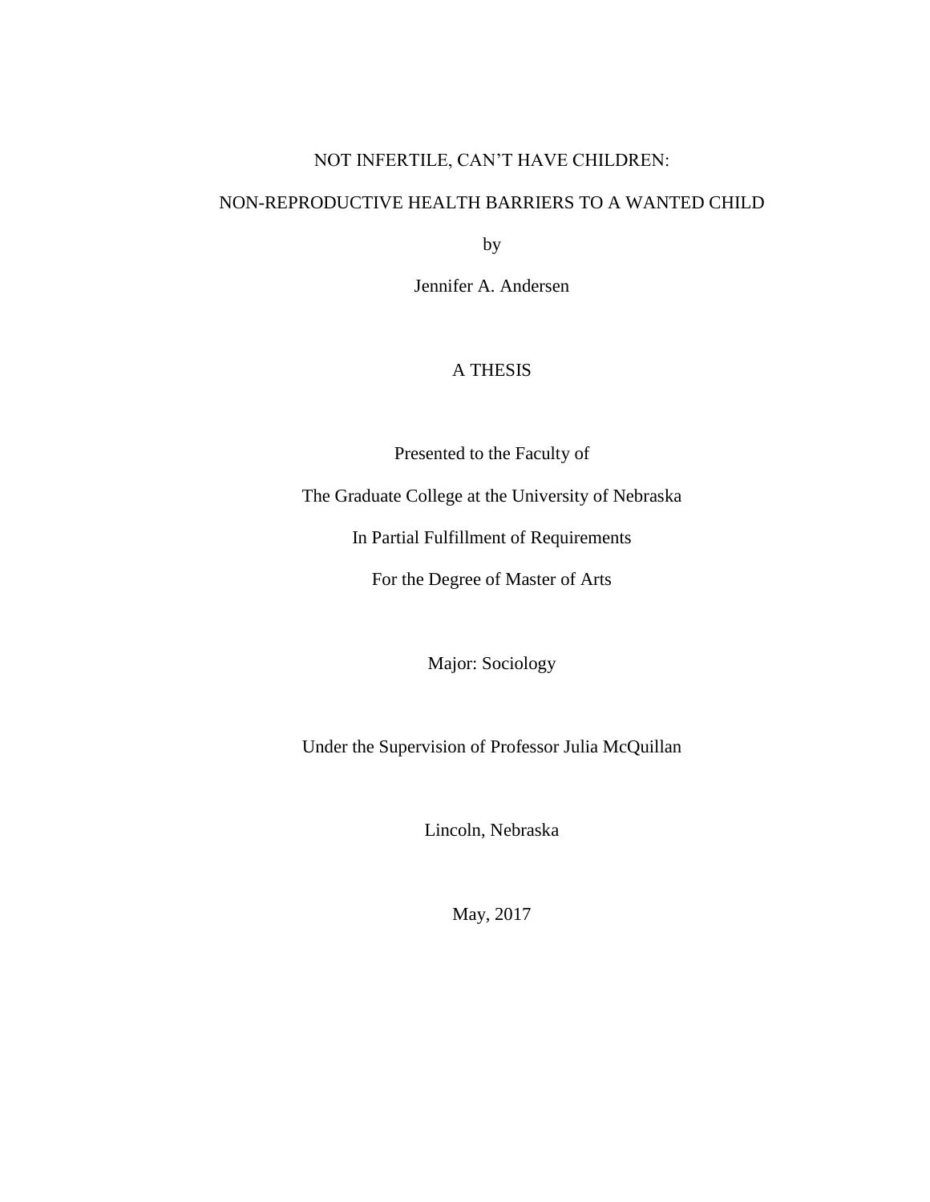NOT INFERTILE, CAN'T HAVE CHILDREN:

NON-REPRODUCTIVE HEALTH BARRIERS TO A WANTED CHILD

by

Jennifer A. Andersen

A THESIS

Presented to the Faculty of

The Graduate College at the University of Nebraska

In Partial Fulfillment of Requirements

For the Degree of Master of Arts

Major: Sociology

Under the Supervision of Professor Julia McQuillan

Lincoln, Nebraska

May, 2017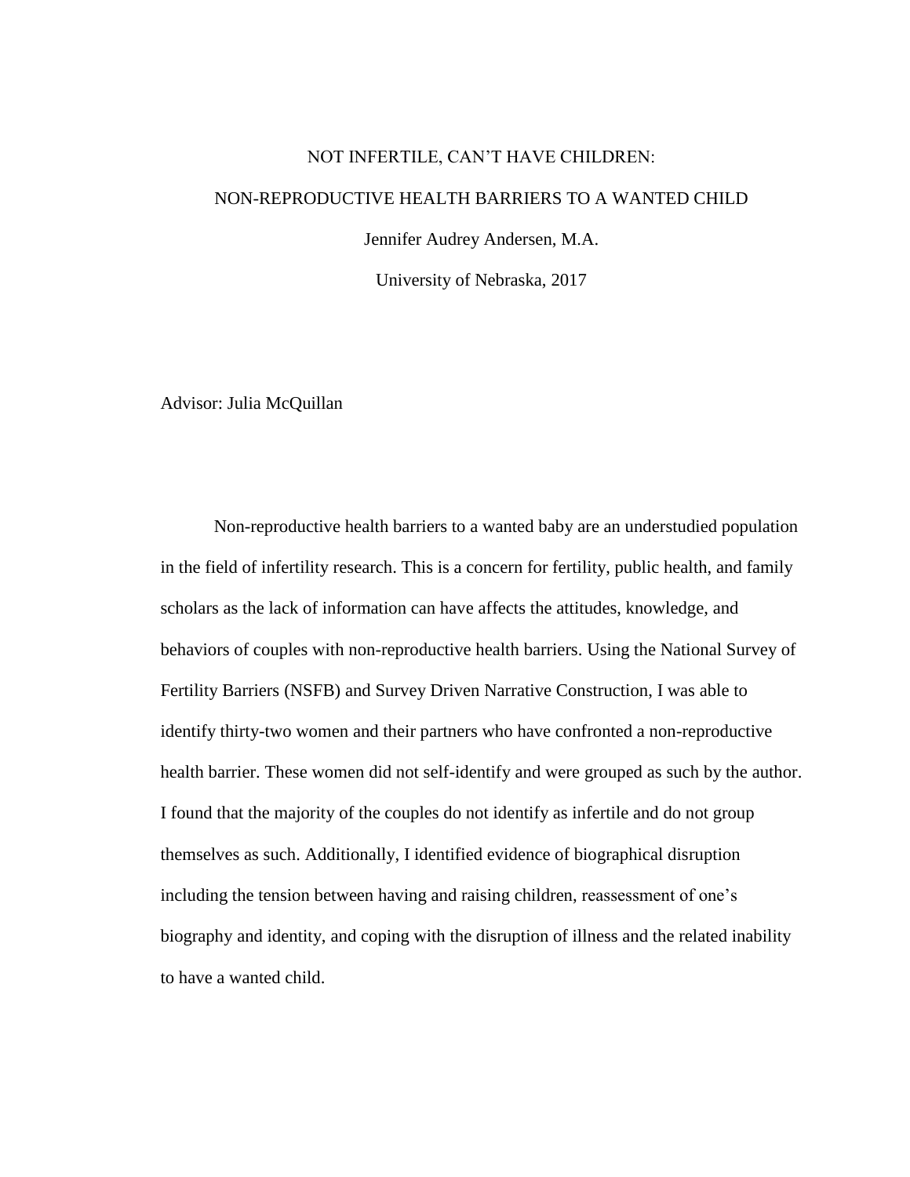NOT INFERTILE, CAN'T HAVE CHILDREN:

NON-REPRODUCTIVE HEALTH BARRIERS TO A WANTED CHILD

Jennifer Audrey Andersen, M.A.

University of Nebraska, 2017

Advisor: Julia McQuillan

Non-reproductive health barriers to a wanted baby are an understudied population in the field of infertility research. This is a concern for fertility, public health, and family scholars as the lack of information can have affects the attitudes, knowledge, and behaviors of couples with non-reproductive health barriers. Using the National Survey of Fertility Barriers (NSFB) and Survey Driven Narrative Construction, I was able to identify thirty-two women and their partners who have confronted a non-reproductive health barrier. These women did not self-identify and were grouped as such by the author. I found that the majority of the couples do not identify as infertile and do not group themselves as such. Additionally, I identified evidence of biographical disruption including the tension between having and raising children, reassessment of one's biography and identity, and coping with the disruption of illness and the related inability to have a wanted child.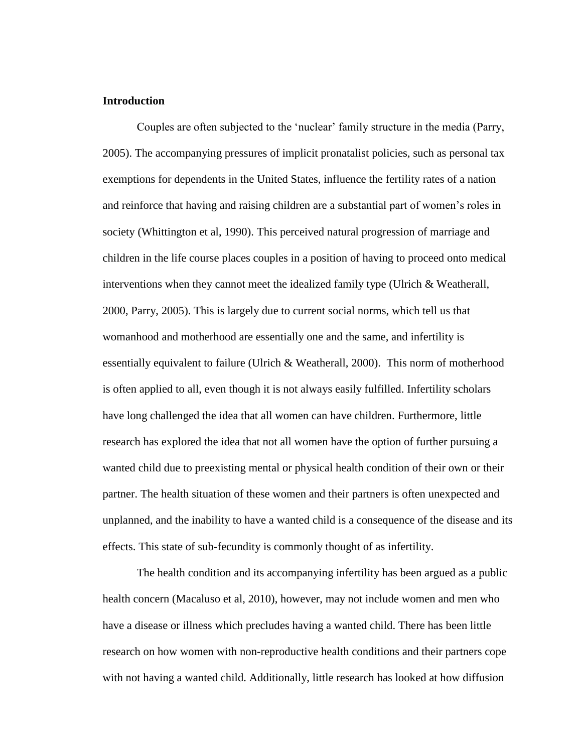**Introduction**

Couples are often subjected to the 'nuclear' family structure in the media (Parry, 2005). The accompanying pressures of implicit pronatalist policies, such as personal tax exemptions for dependents in the United States, influence the fertility rates of a nation and reinforce that having and raising children are a substantial part of women's roles in society (Whittington et al, 1990). This perceived natural progression of marriage and children in the life course places couples in a position of having to proceed onto medical interventions when they cannot meet the idealized family type (Ulrich & Weatherall, 2000, Parry, 2005). This is largely due to current social norms, which tell us that womanhood and motherhood are essentially one and the same, and infertility is essentially equivalent to failure (Ulrich & Weatherall, 2000). This norm of motherhood is often applied to all, even though it is not always easily fulfilled. Infertility scholars have long challenged the idea that all women can have children. Furthermore, little research has explored the idea that not all women have the option of further pursuing a wanted child due to preexisting mental or physical health condition of their own or their partner. The health situation of these women and their partners is often unexpected and unplanned, and the inability to have a wanted child is a consequence of the disease and its effects. This state of sub-fecundity is commonly thought of as infertility.

The health condition and its accompanying infertility has been argued as a public health concern (Macaluso et al, 2010), however, may not include women and men who have a disease or illness which precludes having a wanted child. There has been little research on how women with non-reproductive health conditions and their partners cope with not having a wanted child. Additionally, little research has looked at how diffusion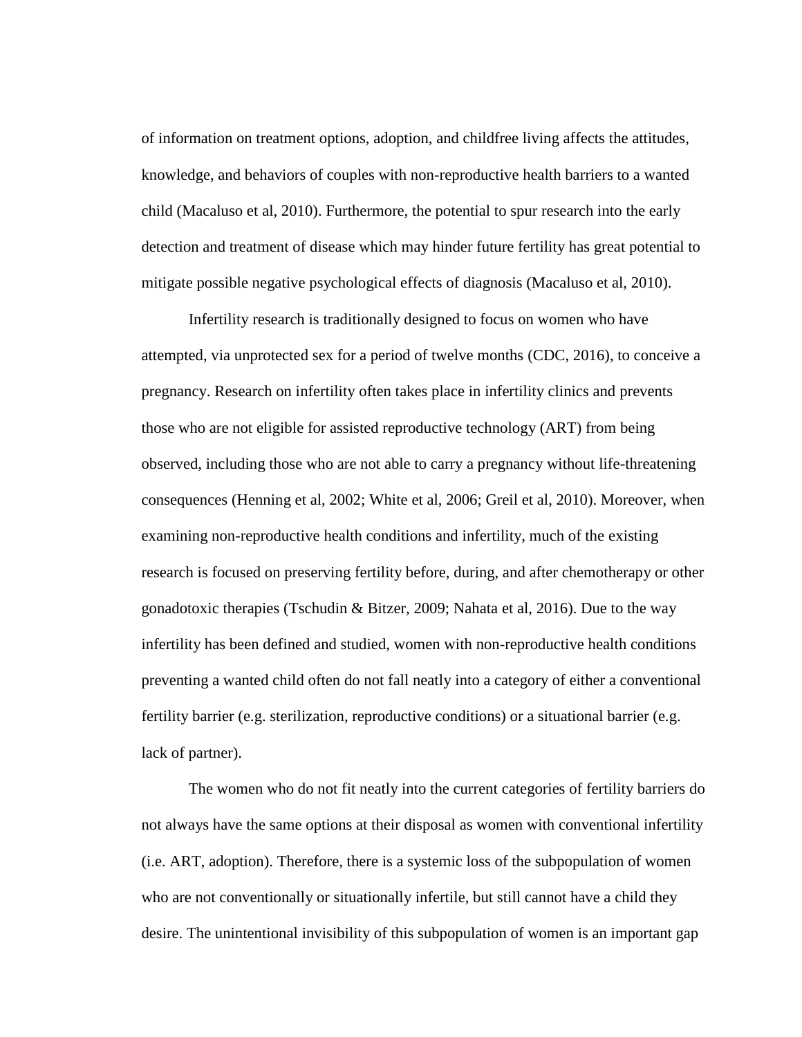of information on treatment options, adoption, and childfree living affects the attitudes, knowledge, and behaviors of couples with non-reproductive health barriers to a wanted child (Macaluso et al, 2010). Furthermore, the potential to spur research into the early detection and treatment of disease which may hinder future fertility has great potential to mitigate possible negative psychological effects of diagnosis (Macaluso et al, 2010).

Infertility research is traditionally designed to focus on women who have attempted, via unprotected sex for a period of twelve months (CDC, 2016), to conceive a pregnancy. Research on infertility often takes place in infertility clinics and prevents those who are not eligible for assisted reproductive technology (ART) from being observed, including those who are not able to carry a pregnancy without life-threatening consequences (Henning et al, 2002; White et al, 2006; Greil et al, 2010). Moreover, when examining non-reproductive health conditions and infertility, much of the existing research is focused on preserving fertility before, during, and after chemotherapy or other gonadotoxic therapies (Tschudin & Bitzer, 2009; Nahata et al, 2016). Due to the way infertility has been defined and studied, women with non-reproductive health conditions preventing a wanted child often do not fall neatly into a category of either a conventional fertility barrier (e.g. sterilization, reproductive conditions) or a situational barrier (e.g. lack of partner).

The women who do not fit neatly into the current categories of fertility barriers do not always have the same options at their disposal as women with conventional infertility (i.e. ART, adoption). Therefore, there is a systemic loss of the subpopulation of women who are not conventionally or situationally infertile, but still cannot have a child they desire. The unintentional invisibility of this subpopulation of women is an important gap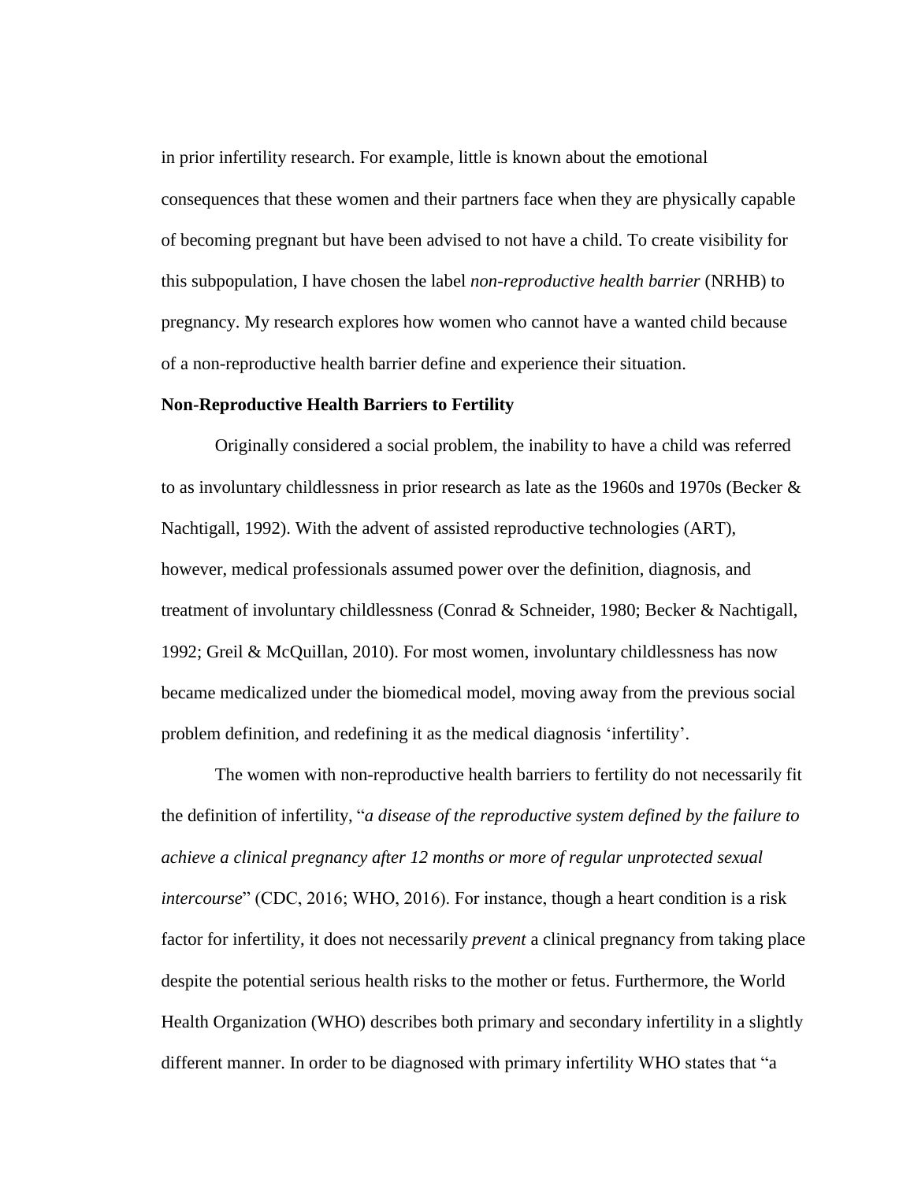in prior infertility research. For example, little is known about the emotional consequences that these women and their partners face when they are physically capable of becoming pregnant but have been advised to not have a child. To create visibility for this subpopulation, I have chosen the label *non-reproductive health barrier* (NRHB) to pregnancy. My research explores how women who cannot have a wanted child because of a non-reproductive health barrier define and experience their situation.

**Non-Reproductive Health Barriers to Fertility**

Originally considered a social problem, the inability to have a child was referred to as involuntary childlessness in prior research as late as the 1960s and 1970s (Becker & Nachtigall, 1992). With the advent of assisted reproductive technologies (ART), however, medical professionals assumed power over the definition, diagnosis, and treatment of involuntary childlessness (Conrad & Schneider, 1980; Becker & Nachtigall, 1992; Greil & McQuillan, 2010). For most women, involuntary childlessness has now became medicalized under the biomedical model, moving away from the previous social problem definition, and redefining it as the medical diagnosis 'infertility'.

The women with non-reproductive health barriers to fertility do not necessarily fit the definition of infertility, "*a disease of the reproductive system defined by the failure to achieve a clinical pregnancy after 12 months or more of regular unprotected sexual intercourse*" (CDC, 2016; WHO, 2016). For instance, though a heart condition is a risk factor for infertility, it does not necessarily *prevent* a clinical pregnancy from taking place despite the potential serious health risks to the mother or fetus. Furthermore, the World Health Organization (WHO) describes both primary and secondary infertility in a slightly different manner. In order to be diagnosed with primary infertility WHO states that "a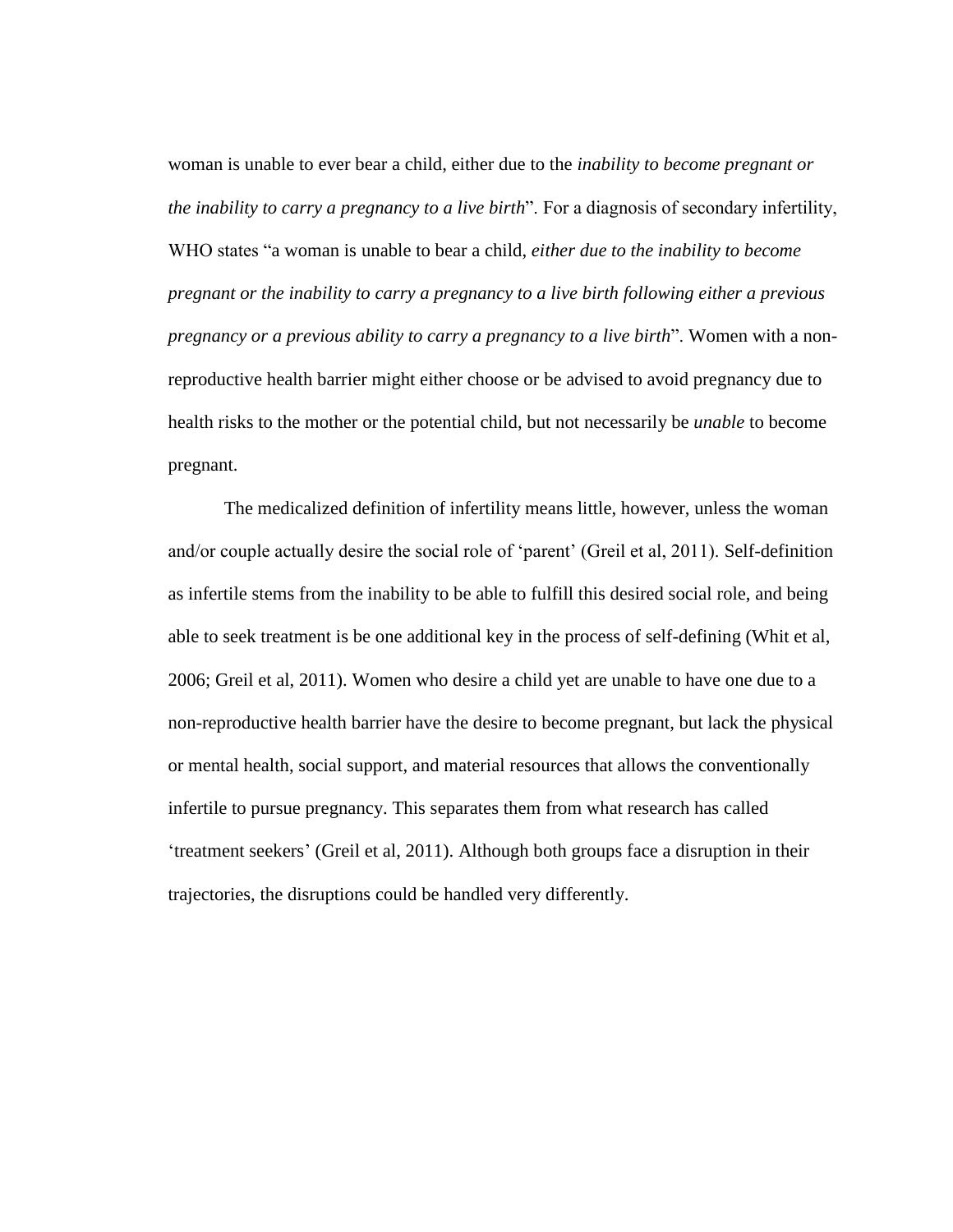woman is unable to ever bear a child, either due to the *inability to become pregnant or the inability to carry a pregnancy to a live birth*". For a diagnosis of secondary infertility, WHO states "a woman is unable to bear a child, *either due to the inability to become pregnant or the inability to carry a pregnancy to a live birth following either a previous pregnancy or a previous ability to carry a pregnancy to a live birth*". Women with a non-reproductive health barrier might either choose or be advised to avoid pregnancy due to health risks to the mother or the potential child, but not necessarily be *unable* to become pregnant.

The medicalized definition of infertility means little, however, unless the woman and/or couple actually desire the social role of 'parent' (Greil et al, 2011). Self-definition as infertile stems from the inability to be able to fulfill this desired social role, and being able to seek treatment is be one additional key in the process of self-defining (Whit et al, 2006; Greil et al, 2011). Women who desire a child yet are unable to have one due to a non-reproductive health barrier have the desire to become pregnant, but lack the physical or mental health, social support, and material resources that allows the conventionally infertile to pursue pregnancy. This separates them from what research has called 'treatment seekers' (Greil et al, 2011). Although both groups face a disruption in their trajectories, the disruptions could be handled very differently.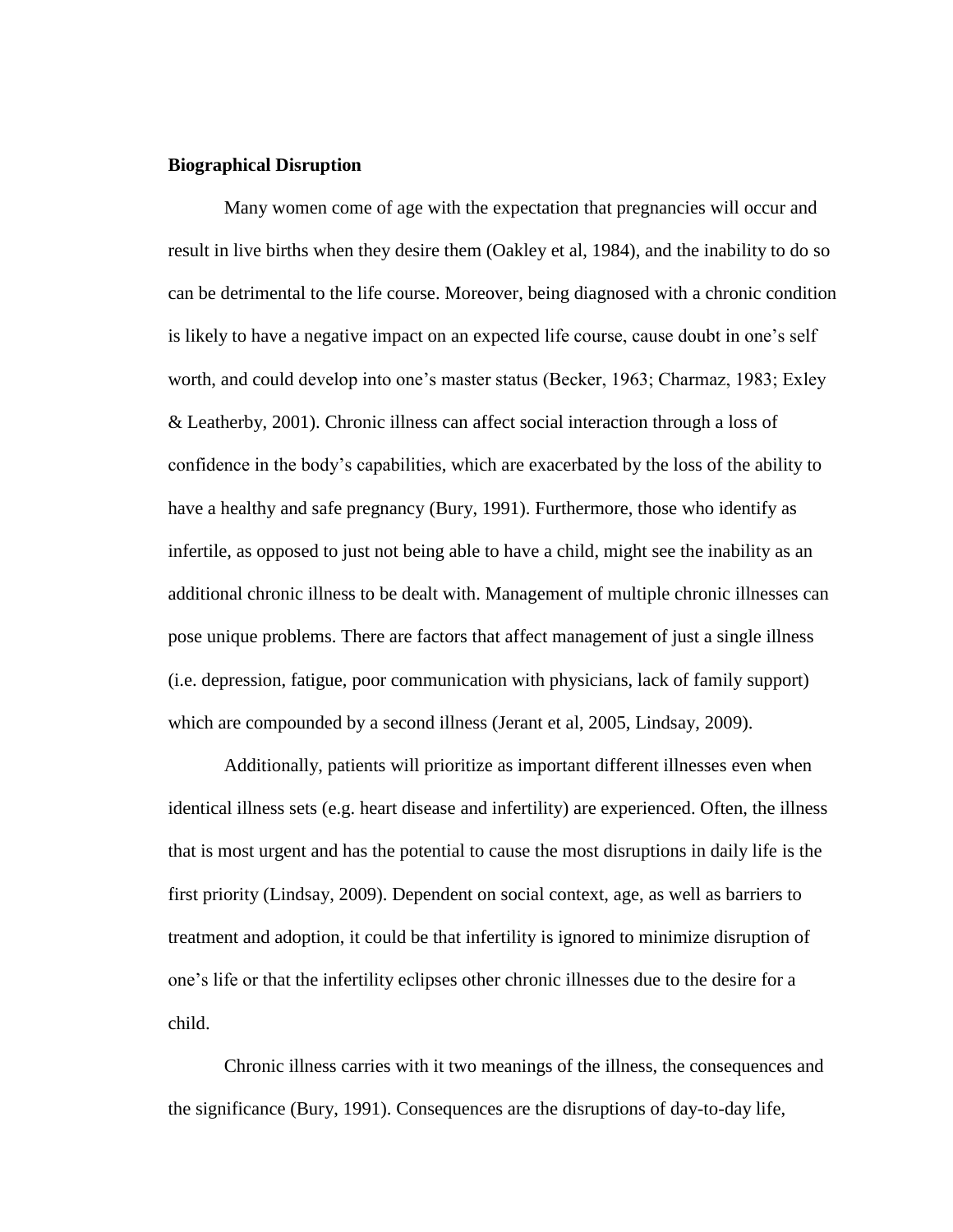**Biographical Disruption**

Many women come of age with the expectation that pregnancies will occur and result in live births when they desire them (Oakley et al, 1984), and the inability to do so can be detrimental to the life course. Moreover, being diagnosed with a chronic condition is likely to have a negative impact on an expected life course, cause doubt in one's self worth, and could develop into one's master status (Becker, 1963; Charmaz, 1983; Exley & Leatherby, 2001). Chronic illness can affect social interaction through a loss of confidence in the body's capabilities, which are exacerbated by the loss of the ability to have a healthy and safe pregnancy (Bury, 1991). Furthermore, those who identify as infertile, as opposed to just not being able to have a child, might see the inability as an additional chronic illness to be dealt with. Management of multiple chronic illnesses can pose unique problems. There are factors that affect management of just a single illness (i.e. depression, fatigue, poor communication with physicians, lack of family support) which are compounded by a second illness (Jerant et al, 2005, Lindsay, 2009).

Additionally, patients will prioritize as important different illnesses even when identical illness sets (e.g. heart disease and infertility) are experienced. Often, the illness that is most urgent and has the potential to cause the most disruptions in daily life is the first priority (Lindsay, 2009). Dependent on social context, age, as well as barriers to treatment and adoption, it could be that infertility is ignored to minimize disruption of one's life or that the infertility eclipses other chronic illnesses due to the desire for a child.

Chronic illness carries with it two meanings of the illness, the consequences and the significance (Bury, 1991). Consequences are the disruptions of day-to-day life,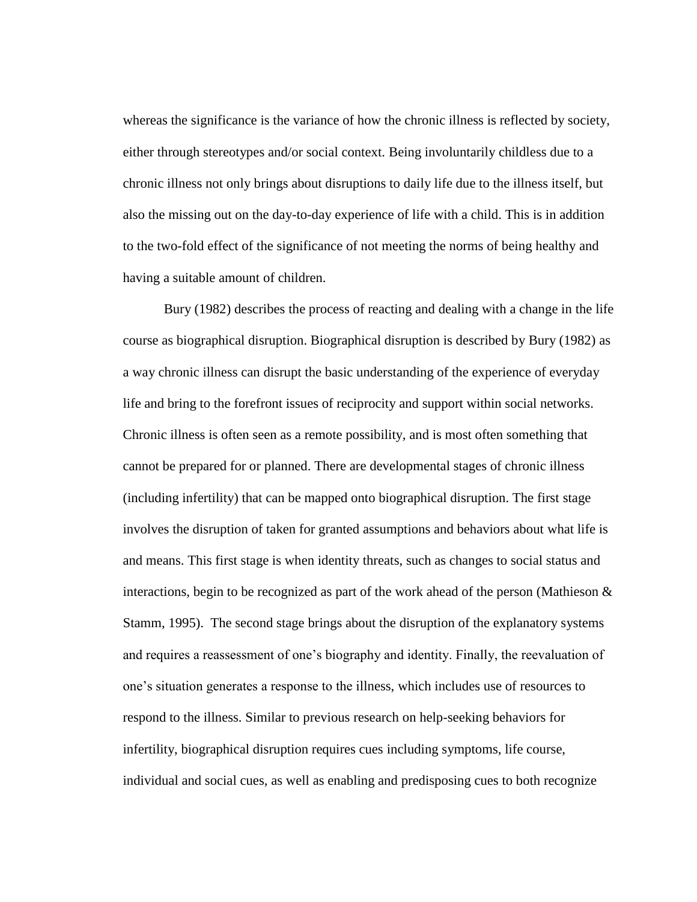whereas the significance is the variance of how the chronic illness is reflected by society, either through stereotypes and/or social context. Being involuntarily childless due to a chronic illness not only brings about disruptions to daily life due to the illness itself, but also the missing out on the day-to-day experience of life with a child. This is in addition to the two-fold effect of the significance of not meeting the norms of being healthy and having a suitable amount of children.

Bury (1982) describes the process of reacting and dealing with a change in the life course as biographical disruption. Biographical disruption is described by Bury (1982) as a way chronic illness can disrupt the basic understanding of the experience of everyday life and bring to the forefront issues of reciprocity and support within social networks. Chronic illness is often seen as a remote possibility, and is most often something that cannot be prepared for or planned. There are developmental stages of chronic illness (including infertility) that can be mapped onto biographical disruption. The first stage involves the disruption of taken for granted assumptions and behaviors about what life is and means. This first stage is when identity threats, such as changes to social status and interactions, begin to be recognized as part of the work ahead of the person (Mathieson & Stamm, 1995). The second stage brings about the disruption of the explanatory systems and requires a reassessment of one's biography and identity. Finally, the reevaluation of one's situation generates a response to the illness, which includes use of resources to respond to the illness. Similar to previous research on help-seeking behaviors for infertility, biographical disruption requires cues including symptoms, life course, individual and social cues, as well as enabling and predisposing cues to both recognize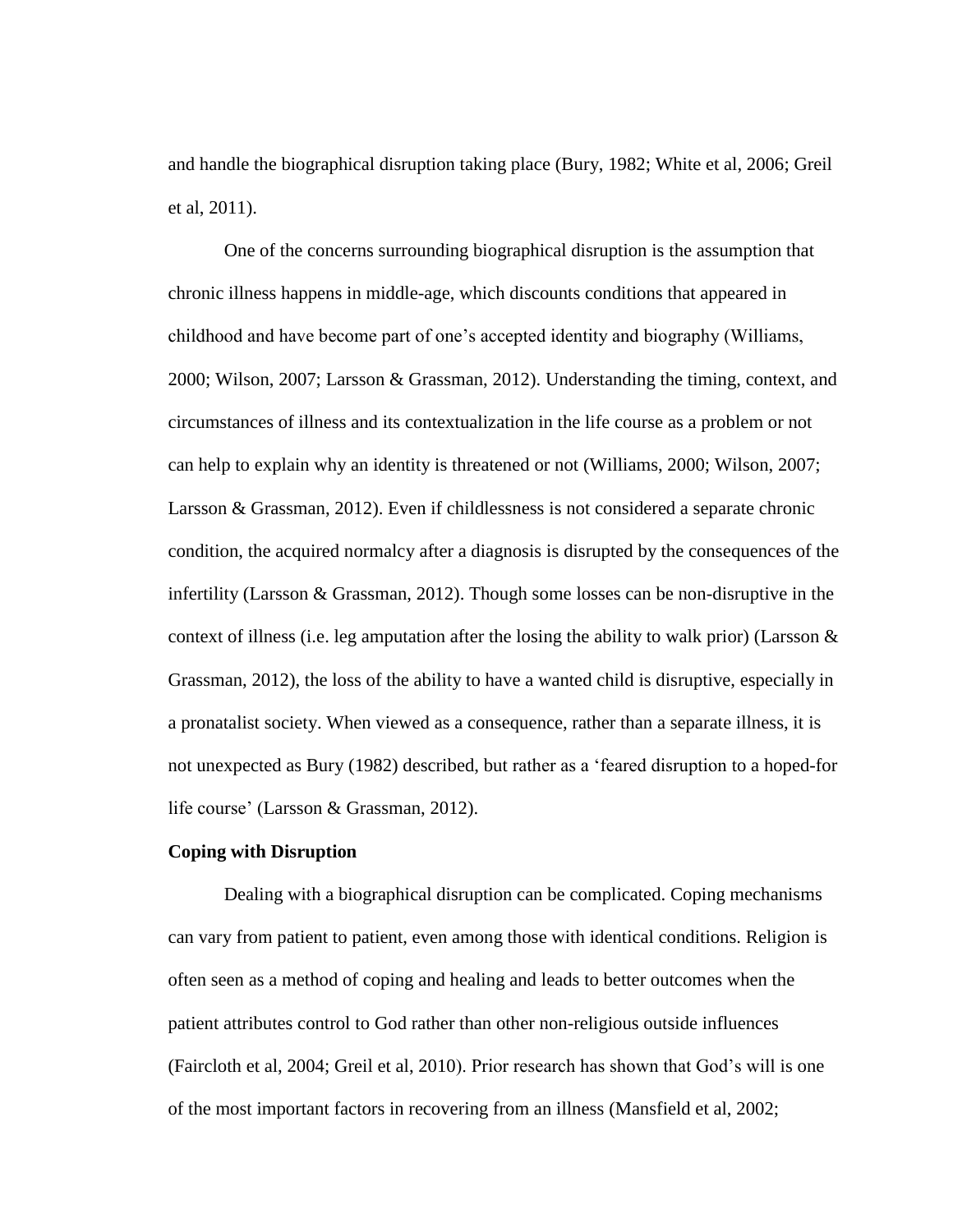and handle the biographical disruption taking place (Bury, 1982; White et al, 2006; Greil et al, 2011).

One of the concerns surrounding biographical disruption is the assumption that chronic illness happens in middle-age, which discounts conditions that appeared in childhood and have become part of one's accepted identity and biography (Williams, 2000; Wilson, 2007; Larsson & Grassman, 2012). Understanding the timing, context, and circumstances of illness and its contextualization in the life course as a problem or not can help to explain why an identity is threatened or not (Williams, 2000; Wilson, 2007; Larsson & Grassman, 2012). Even if childlessness is not considered a separate chronic condition, the acquired normalcy after a diagnosis is disrupted by the consequences of the infertility (Larsson & Grassman, 2012). Though some losses can be non-disruptive in the context of illness (i.e. leg amputation after the losing the ability to walk prior) (Larsson & Grassman, 2012), the loss of the ability to have a wanted child is disruptive, especially in a pronatalist society. When viewed as a consequence, rather than a separate illness, it is not unexpected as Bury (1982) described, but rather as a 'feared disruption to a hoped-for life course' (Larsson & Grassman, 2012).

**Coping with Disruption**

Dealing with a biographical disruption can be complicated. Coping mechanisms can vary from patient to patient, even among those with identical conditions. Religion is often seen as a method of coping and healing and leads to better outcomes when the patient attributes control to God rather than other non-religious outside influences (Faircloth et al, 2004; Greil et al, 2010). Prior research has shown that God's will is one of the most important factors in recovering from an illness (Mansfield et al, 2002;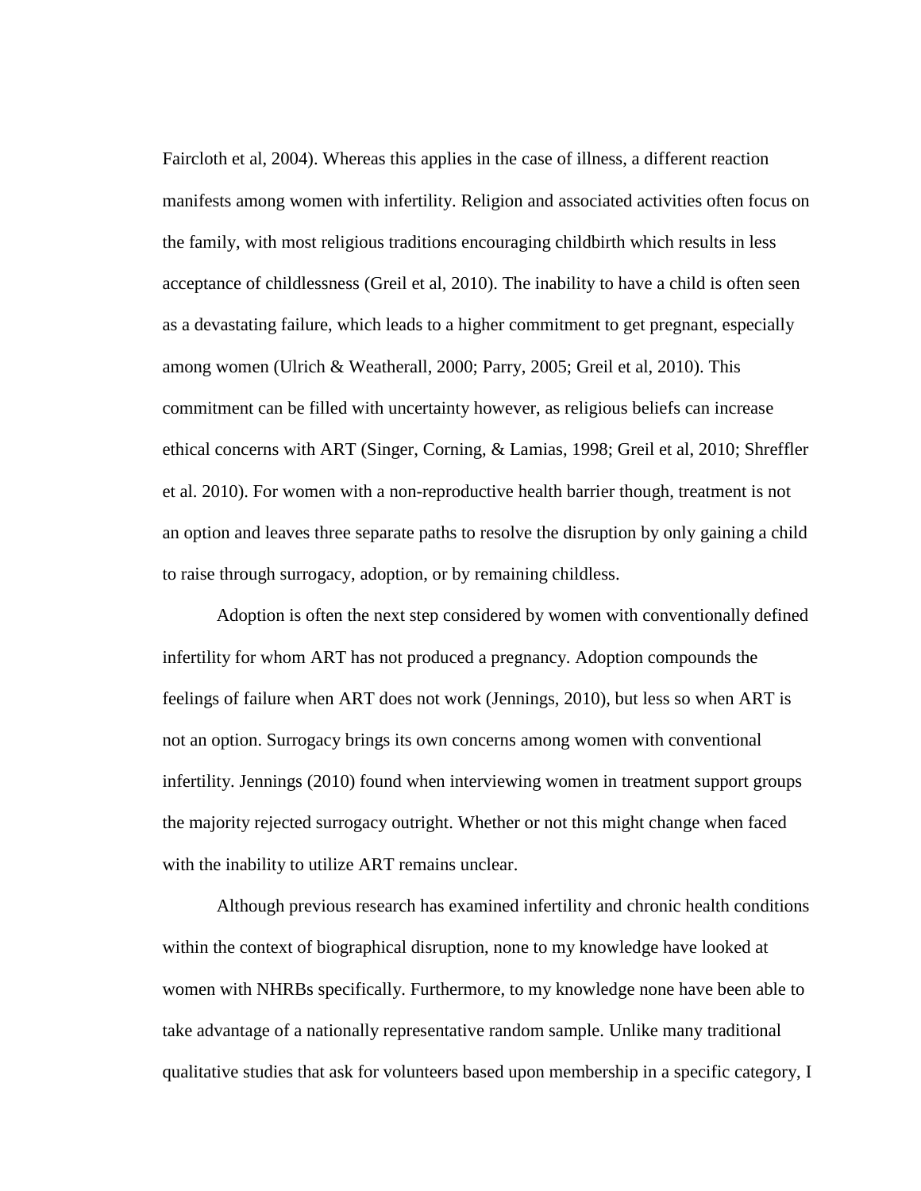Faircloth et al, 2004). Whereas this applies in the case of illness, a different reaction manifests among women with infertility. Religion and associated activities often focus on the family, with most religious traditions encouraging childbirth which results in less acceptance of childlessness (Greil et al, 2010). The inability to have a child is often seen as a devastating failure, which leads to a higher commitment to get pregnant, especially among women (Ulrich & Weatherall, 2000; Parry, 2005; Greil et al, 2010). This commitment can be filled with uncertainty however, as religious beliefs can increase ethical concerns with ART (Singer, Corning, & Lamias, 1998; Greil et al, 2010; Shreffler et al. 2010). For women with a non-reproductive health barrier though, treatment is not an option and leaves three separate paths to resolve the disruption by only gaining a child to raise through surrogacy, adoption, or by remaining childless.

Adoption is often the next step considered by women with conventionally defined infertility for whom ART has not produced a pregnancy. Adoption compounds the feelings of failure when ART does not work (Jennings, 2010), but less so when ART is not an option. Surrogacy brings its own concerns among women with conventional infertility. Jennings (2010) found when interviewing women in treatment support groups the majority rejected surrogacy outright. Whether or not this might change when faced with the inability to utilize ART remains unclear.

Although previous research has examined infertility and chronic health conditions within the context of biographical disruption, none to my knowledge have looked at women with NHRBs specifically. Furthermore, to my knowledge none have been able to take advantage of a nationally representative random sample. Unlike many traditional qualitative studies that ask for volunteers based upon membership in a specific category, I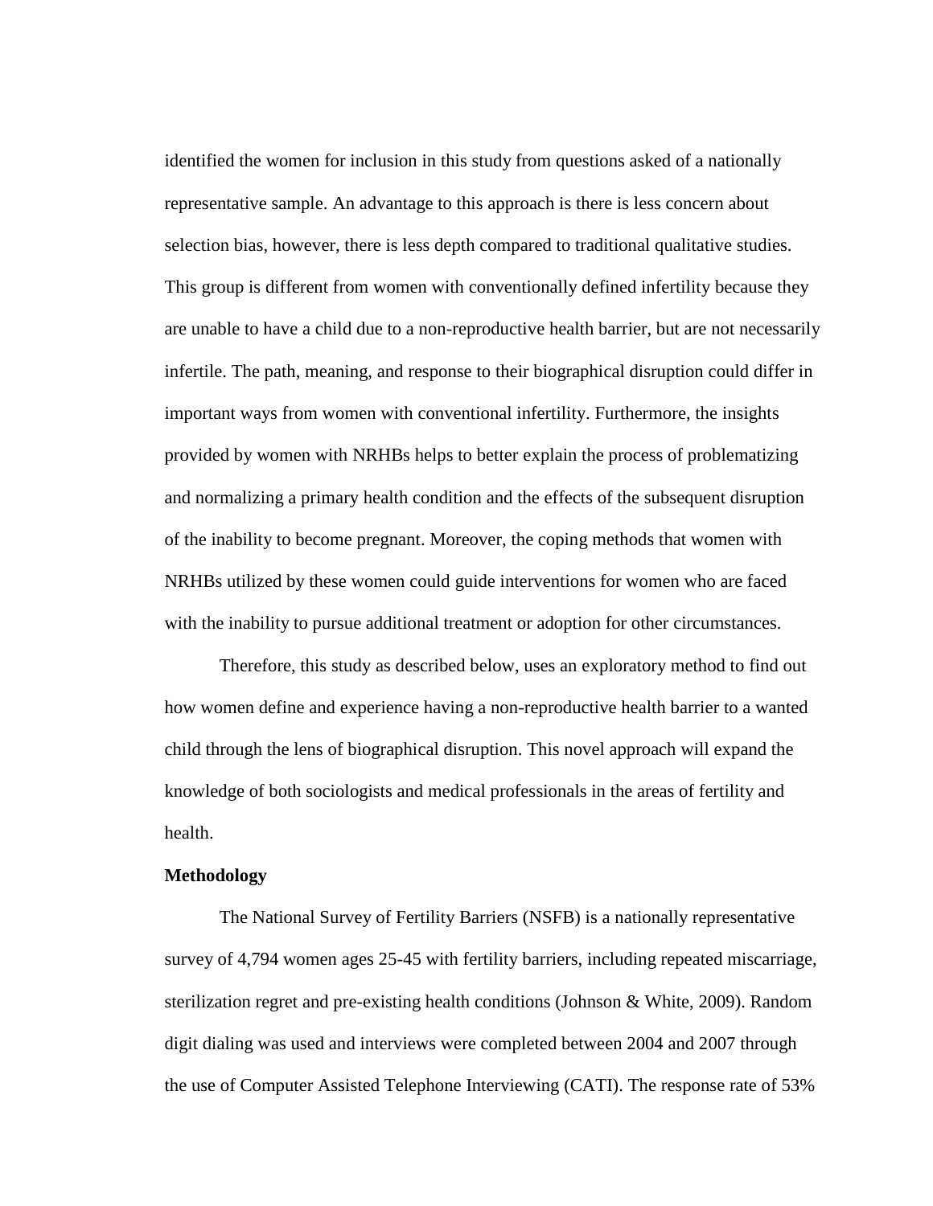identified the women for inclusion in this study from questions asked of a nationally representative sample. An advantage to this approach is there is less concern about selection bias, however, there is less depth compared to traditional qualitative studies. This group is different from women with conventionally defined infertility because they are unable to have a child due to a non-reproductive health barrier, but are not necessarily infertile. The path, meaning, and response to their biographical disruption could differ in important ways from women with conventional infertility. Furthermore, the insights provided by women with NRHBs helps to better explain the process of problematizing and normalizing a primary health condition and the effects of the subsequent disruption of the inability to become pregnant. Moreover, the coping methods that women with NRHBs utilized by these women could guide interventions for women who are faced with the inability to pursue additional treatment or adoption for other circumstances.

Therefore, this study as described below, uses an exploratory method to find out how women define and experience having a non-reproductive health barrier to a wanted child through the lens of biographical disruption. This novel approach will expand the knowledge of both sociologists and medical professionals in the areas of fertility and health.

**Methodology**

The National Survey of Fertility Barriers (NSFB) is a nationally representative survey of 4,794 women ages 25-45 with fertility barriers, including repeated miscarriage, sterilization regret and pre-existing health conditions (Johnson & White, 2009). Random digit dialing was used and interviews were completed between 2004 and 2007 through the use of Computer Assisted Telephone Interviewing (CATI). The response rate of 53%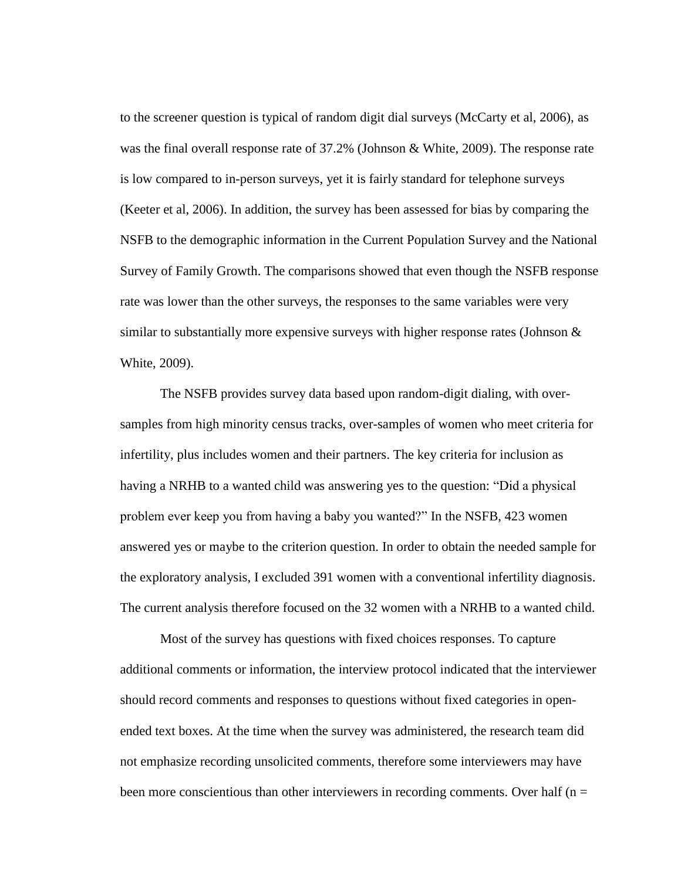to the screener question is typical of random digit dial surveys (McCarty et al, 2006), as was the final overall response rate of 37.2% (Johnson & White, 2009). The response rate is low compared to in-person surveys, yet it is fairly standard for telephone surveys (Keeter et al, 2006). In addition, the survey has been assessed for bias by comparing the NSFB to the demographic information in the Current Population Survey and the National Survey of Family Growth. The comparisons showed that even though the NSFB response rate was lower than the other surveys, the responses to the same variables were very similar to substantially more expensive surveys with higher response rates (Johnson & White, 2009).

The NSFB provides survey data based upon random-digit dialing, with over-samples from high minority census tracks, over-samples of women who meet criteria for infertility, plus includes women and their partners. The key criteria for inclusion as having a NRHB to a wanted child was answering yes to the question: "Did a physical problem ever keep you from having a baby you wanted?" In the NSFB, 423 women answered yes or maybe to the criterion question. In order to obtain the needed sample for the exploratory analysis, I excluded 391 women with a conventional infertility diagnosis. The current analysis therefore focused on the 32 women with a NRHB to a wanted child.

Most of the survey has questions with fixed choices responses. To capture additional comments or information, the interview protocol indicated that the interviewer should record comments and responses to questions without fixed categories in open-ended text boxes. At the time when the survey was administered, the research team did not emphasize recording unsolicited comments, therefore some interviewers may have been more conscientious than other interviewers in recording comments. Over half (n =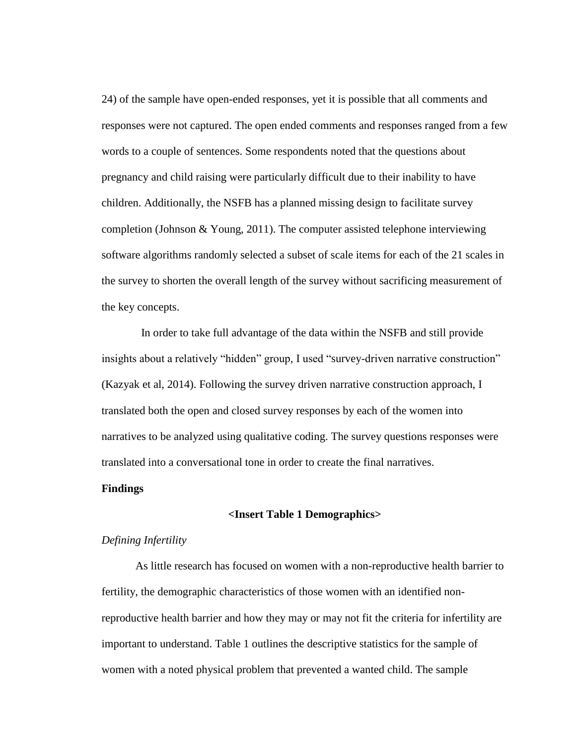24) of the sample have open-ended responses, yet it is possible that all comments and responses were not captured. The open ended comments and responses ranged from a few words to a couple of sentences. Some respondents noted that the questions about pregnancy and child raising were particularly difficult due to their inability to have children. Additionally, the NSFB has a planned missing design to facilitate survey completion (Johnson & Young, 2011). The computer assisted telephone interviewing software algorithms randomly selected a subset of scale items for each of the 21 scales in the survey to shorten the overall length of the survey without sacrificing measurement of the key concepts.

In order to take full advantage of the data within the NSFB and still provide insights about a relatively "hidden" group, I used "survey-driven narrative construction" (Kazyak et al, 2014). Following the survey driven narrative construction approach, I translated both the open and closed survey responses by each of the women into narratives to be analyzed using qualitative coding. The survey questions responses were translated into a conversational tone in order to create the final narratives.

**Findings**

**<Insert Table 1 Demographics>**

*Defining Infertility*

As little research has focused on women with a non-reproductive health barrier to fertility, the demographic characteristics of those women with an identified non-reproductive health barrier and how they may or may not fit the criteria for infertility are important to understand. Table 1 outlines the descriptive statistics for the sample of women with a noted physical problem that prevented a wanted child. The sample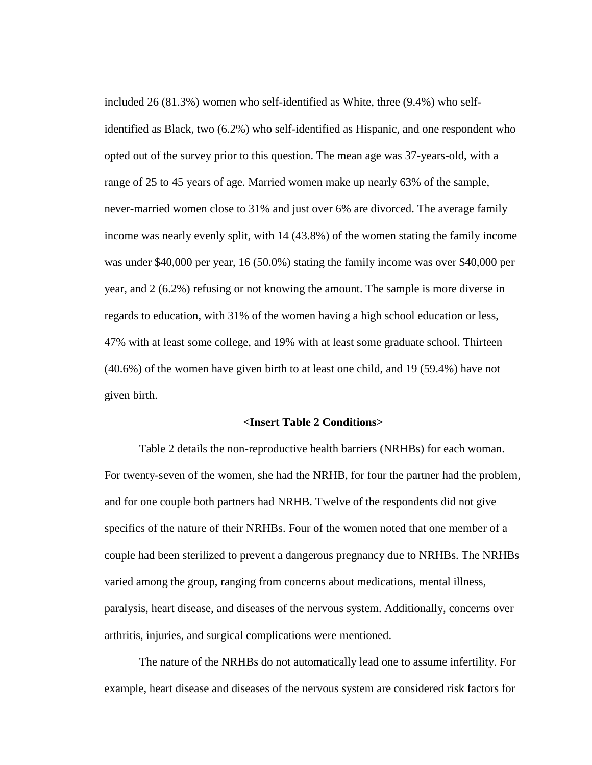included 26 (81.3%) women who self-identified as White, three (9.4%) who self-identified as Black, two (6.2%) who self-identified as Hispanic, and one respondent who opted out of the survey prior to this question. The mean age was 37-years-old, with a range of 25 to 45 years of age. Married women make up nearly 63% of the sample, never-married women close to 31% and just over 6% are divorced. The average family income was nearly evenly split, with 14 (43.8%) of the women stating the family income was under $40,000 per year, 16 (50.0%) stating the family income was over $40,000 per year, and 2 (6.2%) refusing or not knowing the amount. The sample is more diverse in regards to education, with 31% of the women having a high school education or less, 47% with at least some college, and 19% with at least some graduate school. Thirteen (40.6%) of the women have given birth to at least one child, and 19 (59.4%) have not given birth.

**<Insert Table 2 Conditions>**

Table 2 details the non-reproductive health barriers (NRHBs) for each woman. For twenty-seven of the women, she had the NRHB, for four the partner had the problem, and for one couple both partners had NRHB. Twelve of the respondents did not give specifics of the nature of their NRHBs. Four of the women noted that one member of a couple had been sterilized to prevent a dangerous pregnancy due to NRHBs. The NRHBs varied among the group, ranging from concerns about medications, mental illness, paralysis, heart disease, and diseases of the nervous system. Additionally, concerns over arthritis, injuries, and surgical complications were mentioned.

The nature of the NRHBs do not automatically lead one to assume infertility. For example, heart disease and diseases of the nervous system are considered risk factors for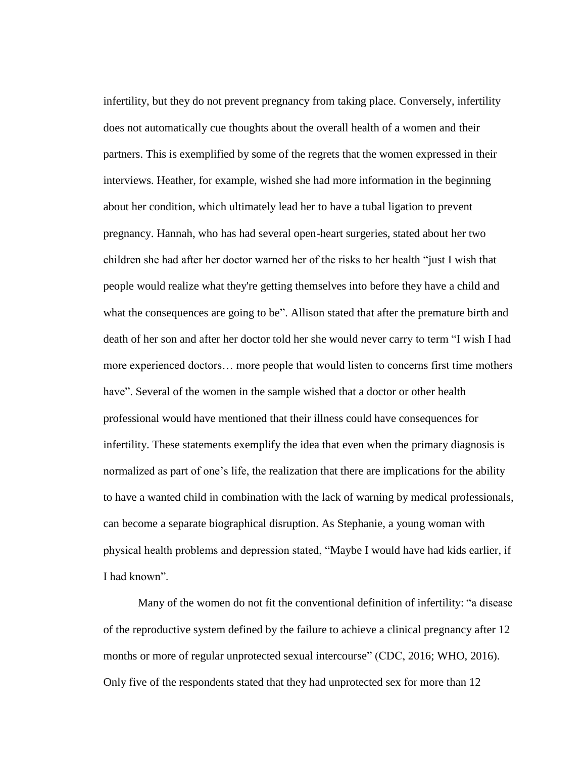infertility, but they do not prevent pregnancy from taking place. Conversely, infertility does not automatically cue thoughts about the overall health of a women and their partners. This is exemplified by some of the regrets that the women expressed in their interviews. Heather, for example, wished she had more information in the beginning about her condition, which ultimately lead her to have a tubal ligation to prevent pregnancy. Hannah, who has had several open-heart surgeries, stated about her two children she had after her doctor warned her of the risks to her health "just I wish that people would realize what they're getting themselves into before they have a child and what the consequences are going to be". Allison stated that after the premature birth and death of her son and after her doctor told her she would never carry to term "I wish I had more experienced doctors… more people that would listen to concerns first time mothers have". Several of the women in the sample wished that a doctor or other health professional would have mentioned that their illness could have consequences for infertility. These statements exemplify the idea that even when the primary diagnosis is normalized as part of one's life, the realization that there are implications for the ability to have a wanted child in combination with the lack of warning by medical professionals, can become a separate biographical disruption. As Stephanie, a young woman with physical health problems and depression stated, "Maybe I would have had kids earlier, if I had known".

Many of the women do not fit the conventional definition of infertility: "a disease of the reproductive system defined by the failure to achieve a clinical pregnancy after 12 months or more of regular unprotected sexual intercourse" (CDC, 2016; WHO, 2016). Only five of the respondents stated that they had unprotected sex for more than 12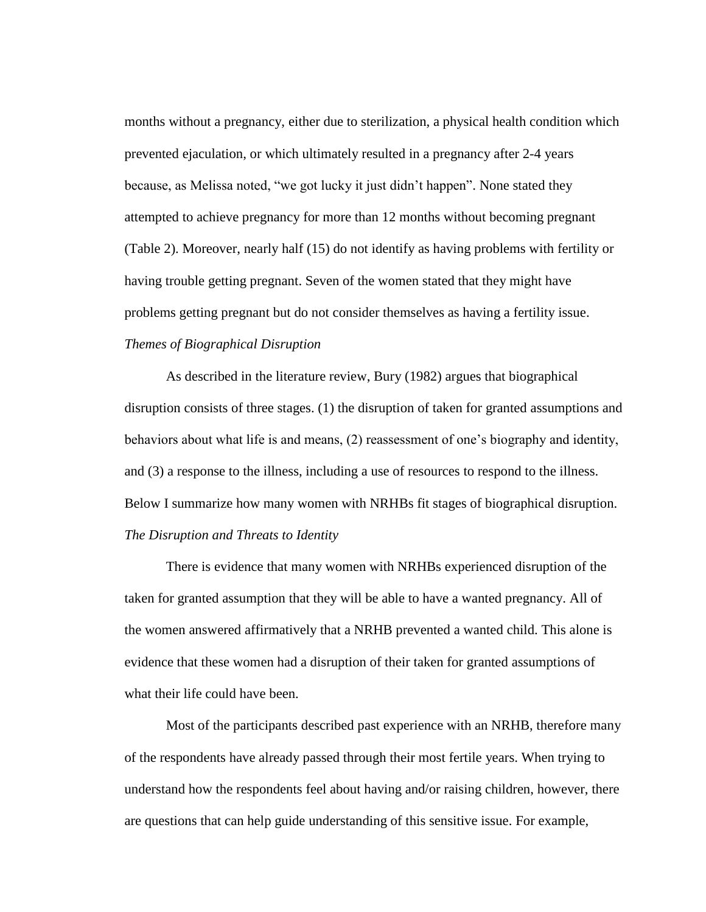months without a pregnancy, either due to sterilization, a physical health condition which prevented ejaculation, or which ultimately resulted in a pregnancy after 2-4 years because, as Melissa noted, "we got lucky it just didn't happen". None stated they attempted to achieve pregnancy for more than 12 months without becoming pregnant (Table 2). Moreover, nearly half (15) do not identify as having problems with fertility or having trouble getting pregnant. Seven of the women stated that they might have problems getting pregnant but do not consider themselves as having a fertility issue.

*Themes of Biographical Disruption*

As described in the literature review, Bury (1982) argues that biographical disruption consists of three stages. (1) the disruption of taken for granted assumptions and behaviors about what life is and means, (2) reassessment of one's biography and identity, and (3) a response to the illness, including a use of resources to respond to the illness. Below I summarize how many women with NRHBs fit stages of biographical disruption.

*The Disruption and Threats to Identity*

There is evidence that many women with NRHBs experienced disruption of the taken for granted assumption that they will be able to have a wanted pregnancy. All of the women answered affirmatively that a NRHB prevented a wanted child. This alone is evidence that these women had a disruption of their taken for granted assumptions of what their life could have been.

Most of the participants described past experience with an NRHB, therefore many of the respondents have already passed through their most fertile years. When trying to understand how the respondents feel about having and/or raising children, however, there are questions that can help guide understanding of this sensitive issue. For example,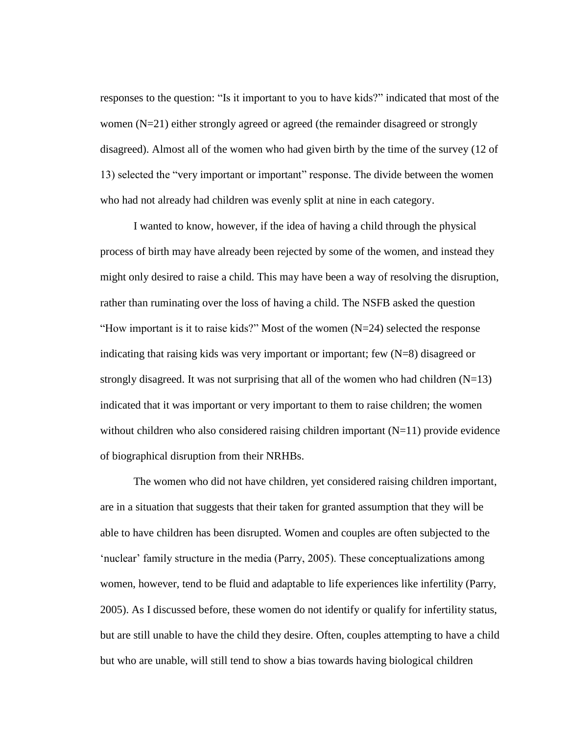responses to the question: “Is it important to you to have kids?” indicated that most of the women (N=21) either strongly agreed or agreed (the remainder disagreed or strongly disagreed). Almost all of the women who had given birth by the time of the survey (12 of 13) selected the “very important or important” response. The divide between the women who had not already had children was evenly split at nine in each category.

I wanted to know, however, if the idea of having a child through the physical process of birth may have already been rejected by some of the women, and instead they might only desired to raise a child. This may have been a way of resolving the disruption, rather than ruminating over the loss of having a child. The NSFB asked the question “How important is it to raise kids?” Most of the women (N=24) selected the response indicating that raising kids was very important or important; few (N=8) disagreed or strongly disagreed. It was not surprising that all of the women who had children (N=13) indicated that it was important or very important to them to raise children; the women without children who also considered raising children important (N=11) provide evidence of biographical disruption from their NRHBs.

The women who did not have children, yet considered raising children important, are in a situation that suggests that their taken for granted assumption that they will be able to have children has been disrupted. Women and couples are often subjected to the ‘nuclear’ family structure in the media (Parry, 2005). These conceptualizations among women, however, tend to be fluid and adaptable to life experiences like infertility (Parry, 2005). As I discussed before, these women do not identify or qualify for infertility status, but are still unable to have the child they desire. Often, couples attempting to have a child but who are unable, will still tend to show a bias towards having biological children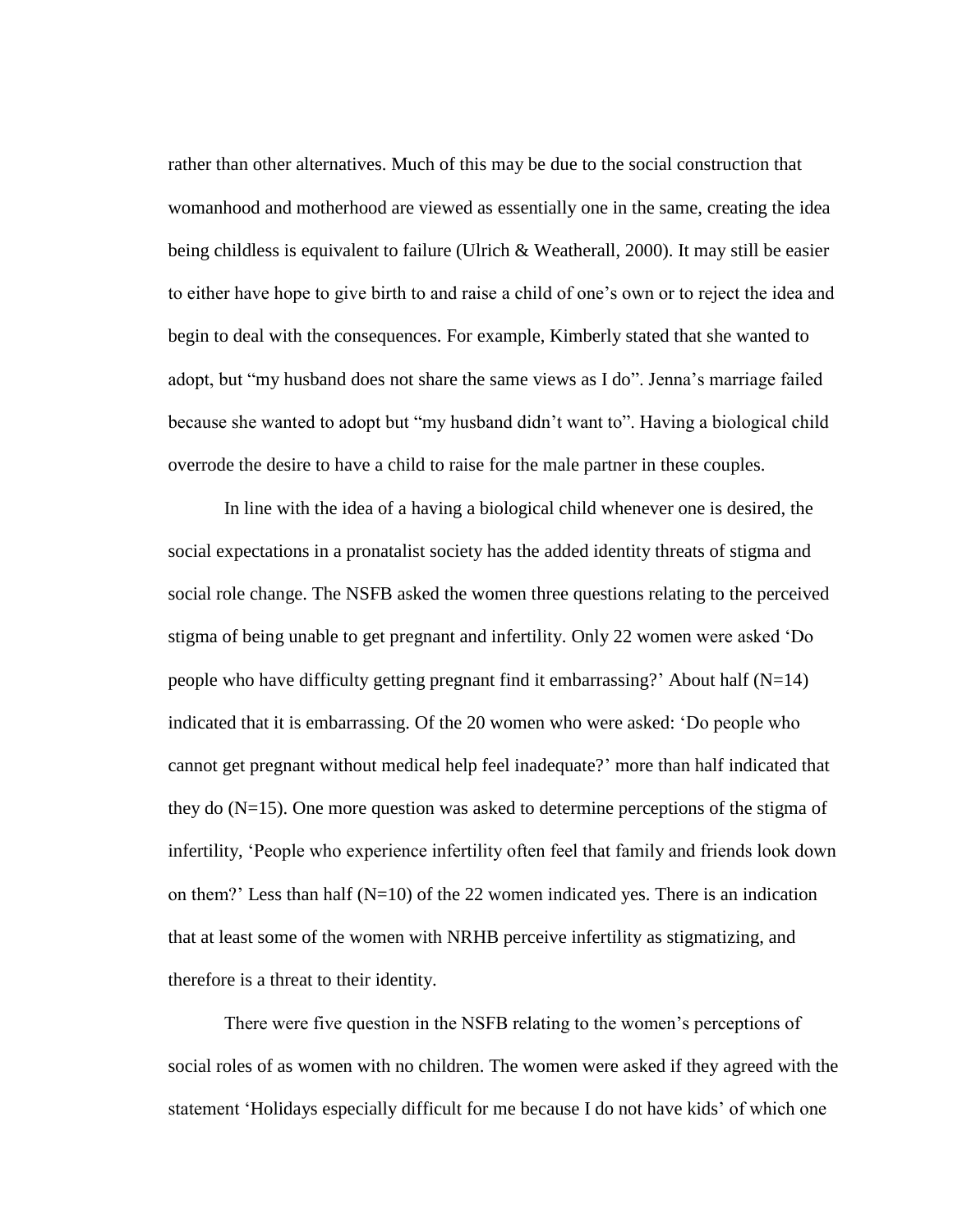rather than other alternatives. Much of this may be due to the social construction that womanhood and motherhood are viewed as essentially one in the same, creating the idea being childless is equivalent to failure (Ulrich & Weatherall, 2000). It may still be easier to either have hope to give birth to and raise a child of one's own or to reject the idea and begin to deal with the consequences. For example, Kimberly stated that she wanted to adopt, but "my husband does not share the same views as I do". Jenna's marriage failed because she wanted to adopt but "my husband didn't want to". Having a biological child overrode the desire to have a child to raise for the male partner in these couples.

In line with the idea of a having a biological child whenever one is desired, the social expectations in a pronatalist society has the added identity threats of stigma and social role change. The NSFB asked the women three questions relating to the perceived stigma of being unable to get pregnant and infertility. Only 22 women were asked 'Do people who have difficulty getting pregnant find it embarrassing?' About half (N=14) indicated that it is embarrassing. Of the 20 women who were asked: 'Do people who cannot get pregnant without medical help feel inadequate?' more than half indicated that they do (N=15). One more question was asked to determine perceptions of the stigma of infertility, 'People who experience infertility often feel that family and friends look down on them?' Less than half (N=10) of the 22 women indicated yes. There is an indication that at least some of the women with NRHB perceive infertility as stigmatizing, and therefore is a threat to their identity.

There were five question in the NSFB relating to the women's perceptions of social roles of as women with no children. The women were asked if they agreed with the statement 'Holidays especially difficult for me because I do not have kids' of which one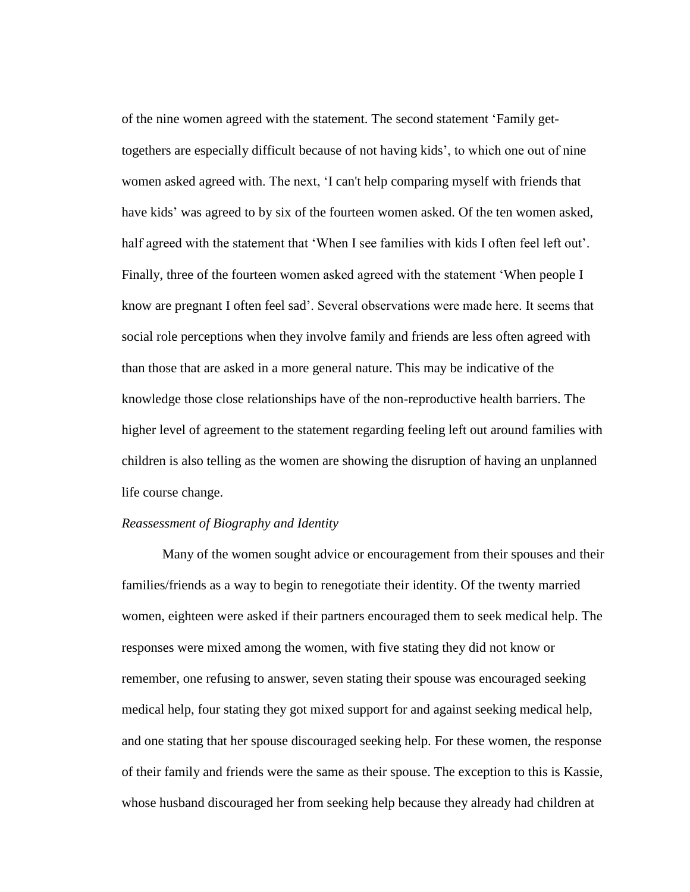of the nine women agreed with the statement. The second statement 'Family get-togethers are especially difficult because of not having kids', to which one out of nine women asked agreed with. The next, 'I can't help comparing myself with friends that have kids' was agreed to by six of the fourteen women asked. Of the ten women asked, half agreed with the statement that 'When I see families with kids I often feel left out'. Finally, three of the fourteen women asked agreed with the statement 'When people I know are pregnant I often feel sad'. Several observations were made here. It seems that social role perceptions when they involve family and friends are less often agreed with than those that are asked in a more general nature. This may be indicative of the knowledge those close relationships have of the non-reproductive health barriers. The higher level of agreement to the statement regarding feeling left out around families with children is also telling as the women are showing the disruption of having an unplanned life course change.

*Reassessment of Biography and Identity*

Many of the women sought advice or encouragement from their spouses and their families/friends as a way to begin to renegotiate their identity. Of the twenty married women, eighteen were asked if their partners encouraged them to seek medical help. The responses were mixed among the women, with five stating they did not know or remember, one refusing to answer, seven stating their spouse was encouraged seeking medical help, four stating they got mixed support for and against seeking medical help, and one stating that her spouse discouraged seeking help. For these women, the response of their family and friends were the same as their spouse. The exception to this is Kassie, whose husband discouraged her from seeking help because they already had children at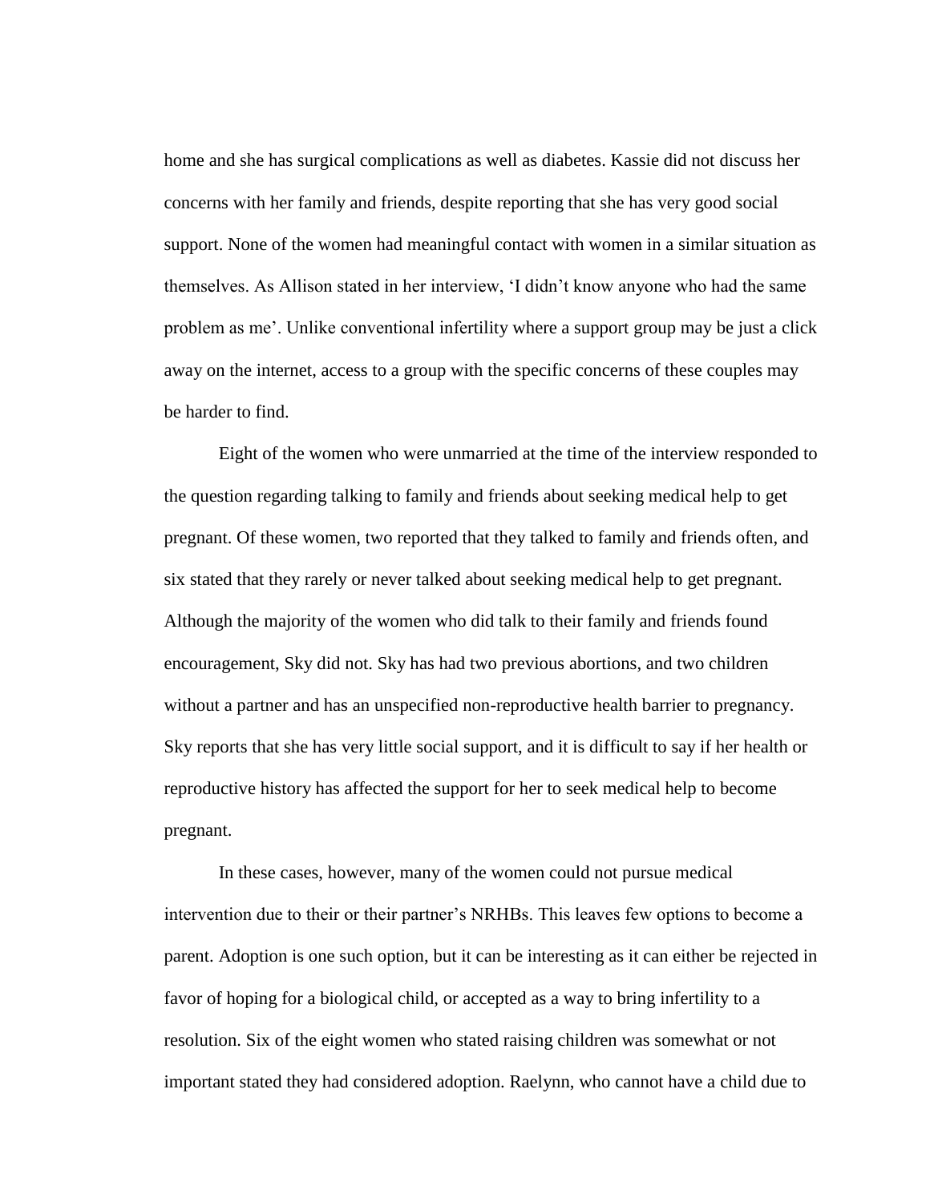home and she has surgical complications as well as diabetes. Kassie did not discuss her concerns with her family and friends, despite reporting that she has very good social support. None of the women had meaningful contact with women in a similar situation as themselves. As Allison stated in her interview, 'I didn't know anyone who had the same problem as me'. Unlike conventional infertility where a support group may be just a click away on the internet, access to a group with the specific concerns of these couples may be harder to find.

Eight of the women who were unmarried at the time of the interview responded to the question regarding talking to family and friends about seeking medical help to get pregnant. Of these women, two reported that they talked to family and friends often, and six stated that they rarely or never talked about seeking medical help to get pregnant. Although the majority of the women who did talk to their family and friends found encouragement, Sky did not. Sky has had two previous abortions, and two children without a partner and has an unspecified non-reproductive health barrier to pregnancy. Sky reports that she has very little social support, and it is difficult to say if her health or reproductive history has affected the support for her to seek medical help to become pregnant.

In these cases, however, many of the women could not pursue medical intervention due to their or their partner's NRHBs. This leaves few options to become a parent. Adoption is one such option, but it can be interesting as it can either be rejected in favor of hoping for a biological child, or accepted as a way to bring infertility to a resolution. Six of the eight women who stated raising children was somewhat or not important stated they had considered adoption. Raelynn, who cannot have a child due to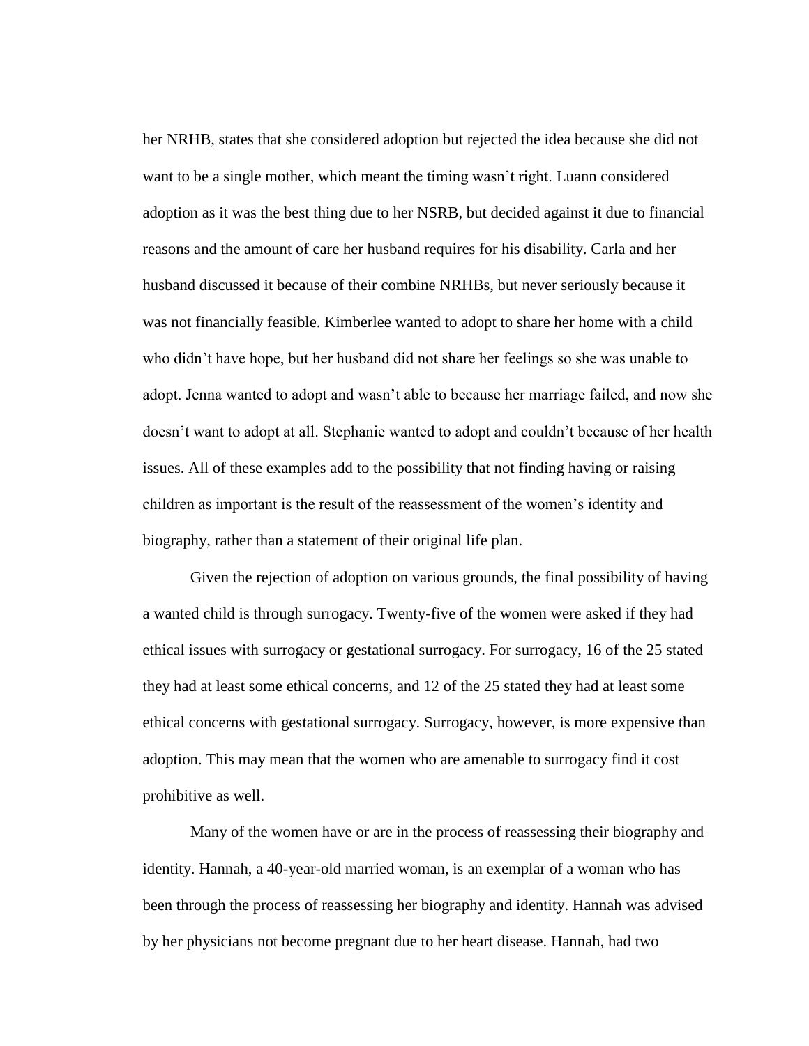her NRHB, states that she considered adoption but rejected the idea because she did not want to be a single mother, which meant the timing wasn't right. Luann considered adoption as it was the best thing due to her NSRB, but decided against it due to financial reasons and the amount of care her husband requires for his disability. Carla and her husband discussed it because of their combine NRHBs, but never seriously because it was not financially feasible. Kimberlee wanted to adopt to share her home with a child who didn't have hope, but her husband did not share her feelings so she was unable to adopt. Jenna wanted to adopt and wasn't able to because her marriage failed, and now she doesn't want to adopt at all. Stephanie wanted to adopt and couldn't because of her health issues. All of these examples add to the possibility that not finding having or raising children as important is the result of the reassessment of the women's identity and biography, rather than a statement of their original life plan.

Given the rejection of adoption on various grounds, the final possibility of having a wanted child is through surrogacy. Twenty-five of the women were asked if they had ethical issues with surrogacy or gestational surrogacy. For surrogacy, 16 of the 25 stated they had at least some ethical concerns, and 12 of the 25 stated they had at least some ethical concerns with gestational surrogacy. Surrogacy, however, is more expensive than adoption. This may mean that the women who are amenable to surrogacy find it cost prohibitive as well.

Many of the women have or are in the process of reassessing their biography and identity. Hannah, a 40-year-old married woman, is an exemplar of a woman who has been through the process of reassessing her biography and identity. Hannah was advised by her physicians not become pregnant due to her heart disease. Hannah, had two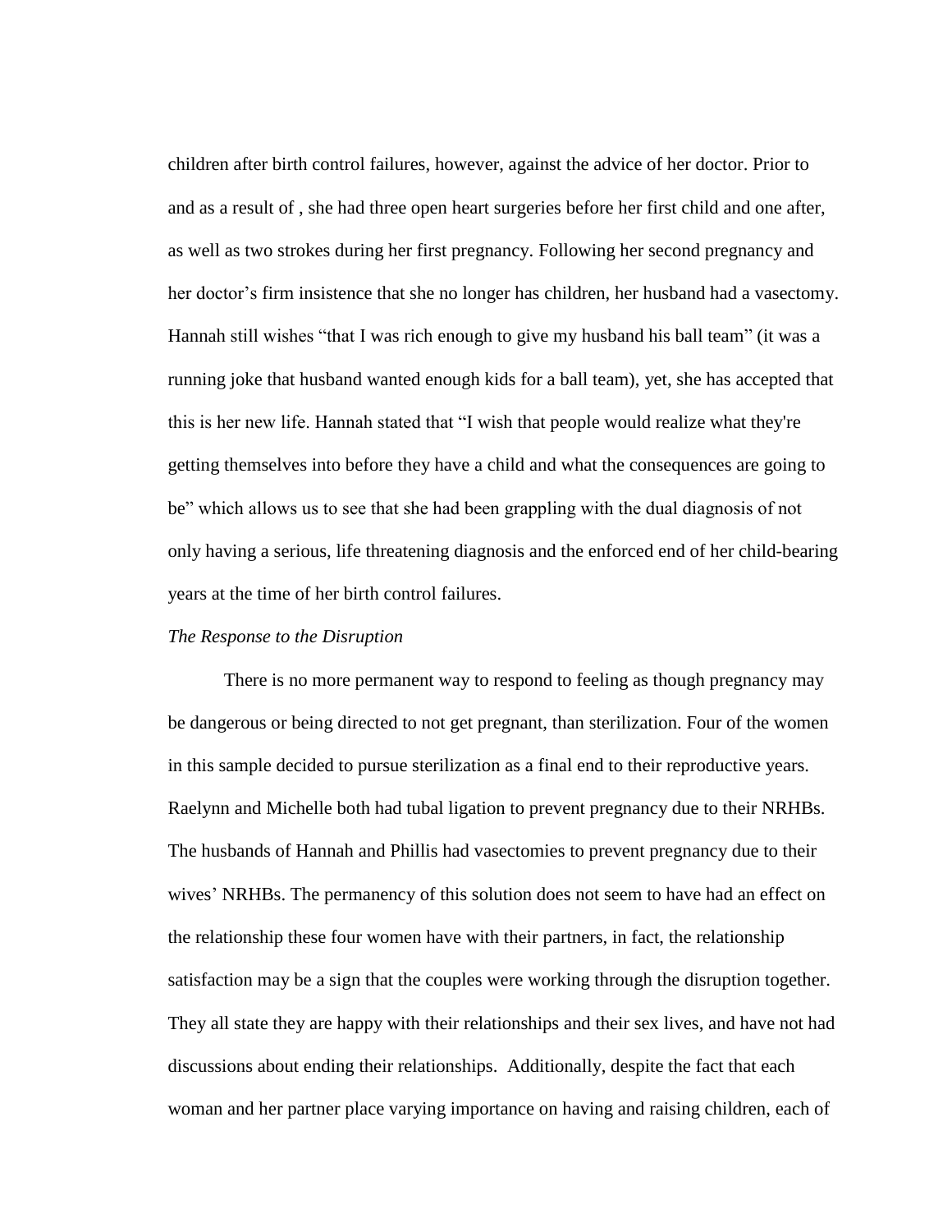children after birth control failures, however, against the advice of her doctor. Prior to and as a result of , she had three open heart surgeries before her first child and one after, as well as two strokes during her first pregnancy. Following her second pregnancy and her doctor's firm insistence that she no longer has children, her husband had a vasectomy. Hannah still wishes "that I was rich enough to give my husband his ball team" (it was a running joke that husband wanted enough kids for a ball team), yet, she has accepted that this is her new life. Hannah stated that "I wish that people would realize what they're getting themselves into before they have a child and what the consequences are going to be" which allows us to see that she had been grappling with the dual diagnosis of not only having a serious, life threatening diagnosis and the enforced end of her child-bearing years at the time of her birth control failures.

*The Response to the Disruption*

There is no more permanent way to respond to feeling as though pregnancy may be dangerous or being directed to not get pregnant, than sterilization. Four of the women in this sample decided to pursue sterilization as a final end to their reproductive years. Raelynn and Michelle both had tubal ligation to prevent pregnancy due to their NRHBs. The husbands of Hannah and Phillis had vasectomies to prevent pregnancy due to their wives' NRHBs. The permanency of this solution does not seem to have had an effect on the relationship these four women have with their partners, in fact, the relationship satisfaction may be a sign that the couples were working through the disruption together. They all state they are happy with their relationships and their sex lives, and have not had discussions about ending their relationships. Additionally, despite the fact that each woman and her partner place varying importance on having and raising children, each of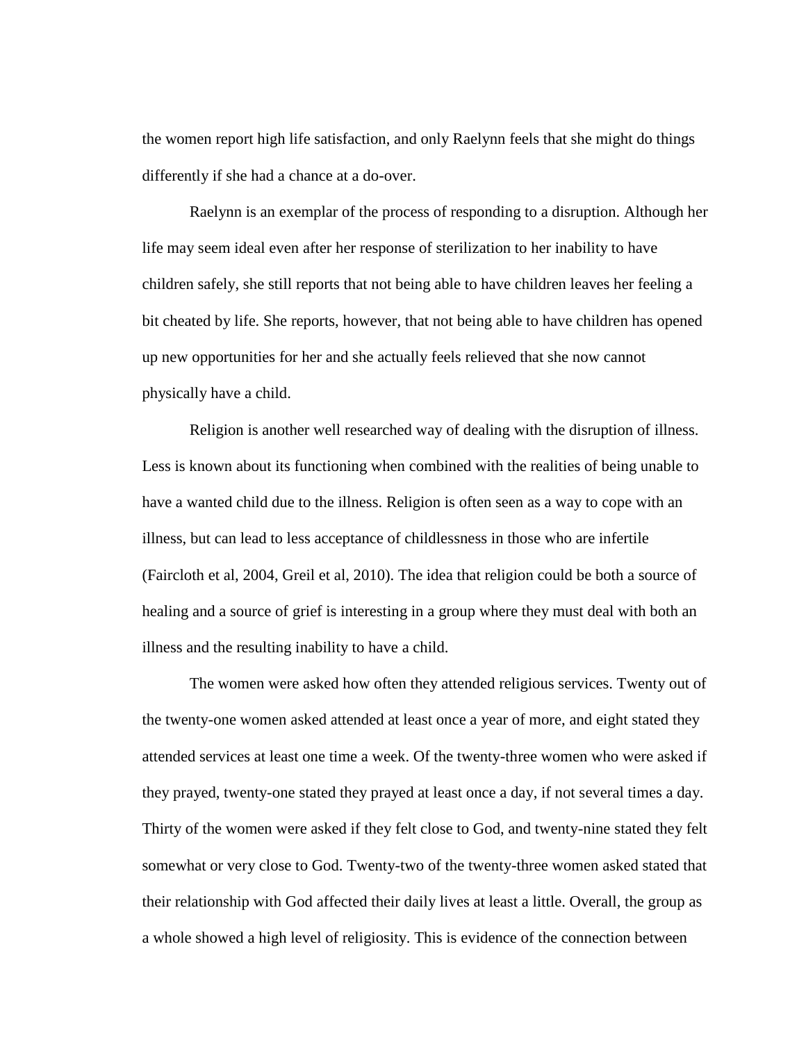the women report high life satisfaction, and only Raelynn feels that she might do things differently if she had a chance at a do-over.

Raelynn is an exemplar of the process of responding to a disruption. Although her life may seem ideal even after her response of sterilization to her inability to have children safely, she still reports that not being able to have children leaves her feeling a bit cheated by life. She reports, however, that not being able to have children has opened up new opportunities for her and she actually feels relieved that she now cannot physically have a child.

Religion is another well researched way of dealing with the disruption of illness. Less is known about its functioning when combined with the realities of being unable to have a wanted child due to the illness. Religion is often seen as a way to cope with an illness, but can lead to less acceptance of childlessness in those who are infertile (Faircloth et al, 2004, Greil et al, 2010). The idea that religion could be both a source of healing and a source of grief is interesting in a group where they must deal with both an illness and the resulting inability to have a child.

The women were asked how often they attended religious services. Twenty out of the twenty-one women asked attended at least once a year of more, and eight stated they attended services at least one time a week. Of the twenty-three women who were asked if they prayed, twenty-one stated they prayed at least once a day, if not several times a day. Thirty of the women were asked if they felt close to God, and twenty-nine stated they felt somewhat or very close to God. Twenty-two of the twenty-three women asked stated that their relationship with God affected their daily lives at least a little. Overall, the group as a whole showed a high level of religiosity. This is evidence of the connection between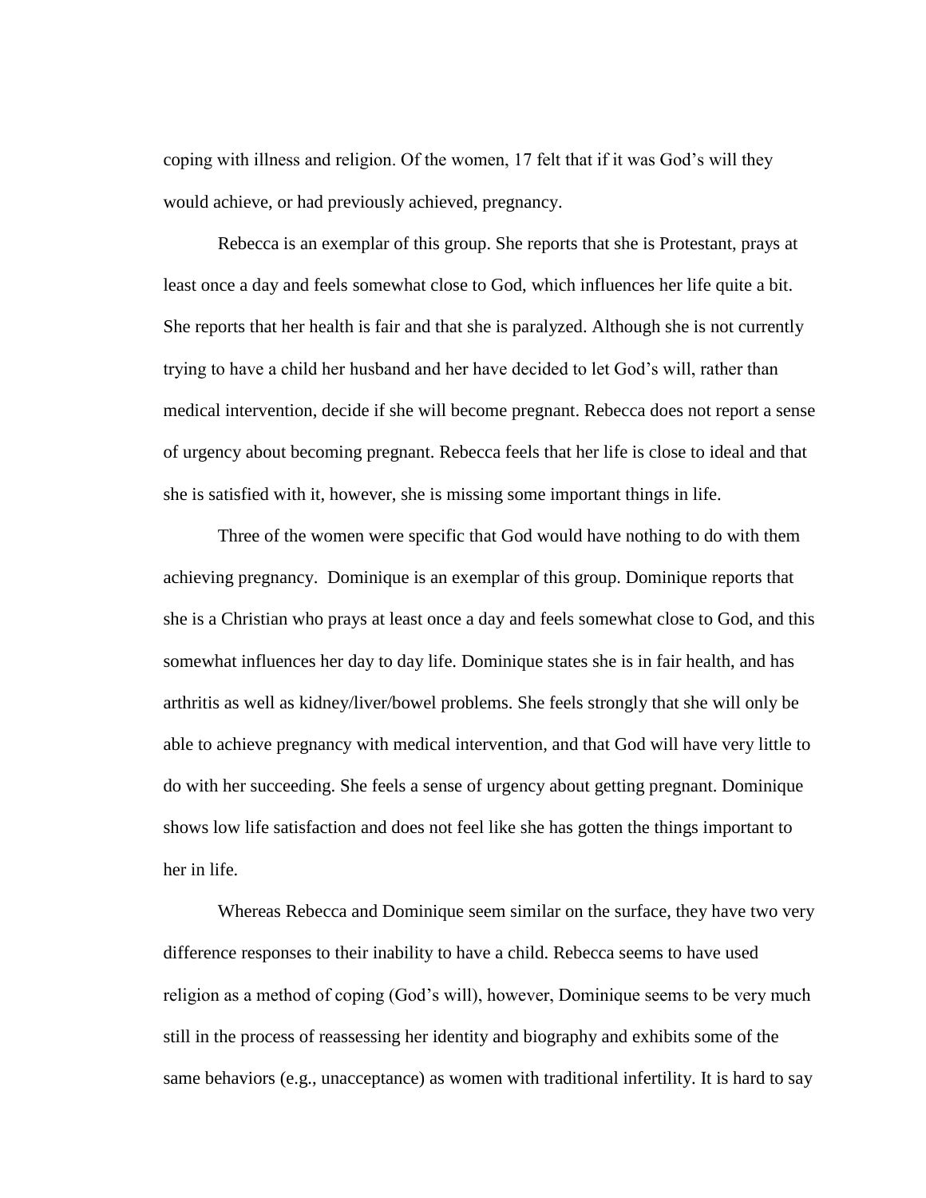coping with illness and religion. Of the women, 17 felt that if it was God's will they would achieve, or had previously achieved, pregnancy.

Rebecca is an exemplar of this group. She reports that she is Protestant, prays at least once a day and feels somewhat close to God, which influences her life quite a bit. She reports that her health is fair and that she is paralyzed. Although she is not currently trying to have a child her husband and her have decided to let God's will, rather than medical intervention, decide if she will become pregnant. Rebecca does not report a sense of urgency about becoming pregnant. Rebecca feels that her life is close to ideal and that she is satisfied with it, however, she is missing some important things in life.

Three of the women were specific that God would have nothing to do with them achieving pregnancy. Dominique is an exemplar of this group. Dominique reports that she is a Christian who prays at least once a day and feels somewhat close to God, and this somewhat influences her day to day life. Dominique states she is in fair health, and has arthritis as well as kidney/liver/bowel problems. She feels strongly that she will only be able to achieve pregnancy with medical intervention, and that God will have very little to do with her succeeding. She feels a sense of urgency about getting pregnant. Dominique shows low life satisfaction and does not feel like she has gotten the things important to her in life.

Whereas Rebecca and Dominique seem similar on the surface, they have two very difference responses to their inability to have a child. Rebecca seems to have used religion as a method of coping (God's will), however, Dominique seems to be very much still in the process of reassessing her identity and biography and exhibits some of the same behaviors (e.g., unacceptance) as women with traditional infertility. It is hard to say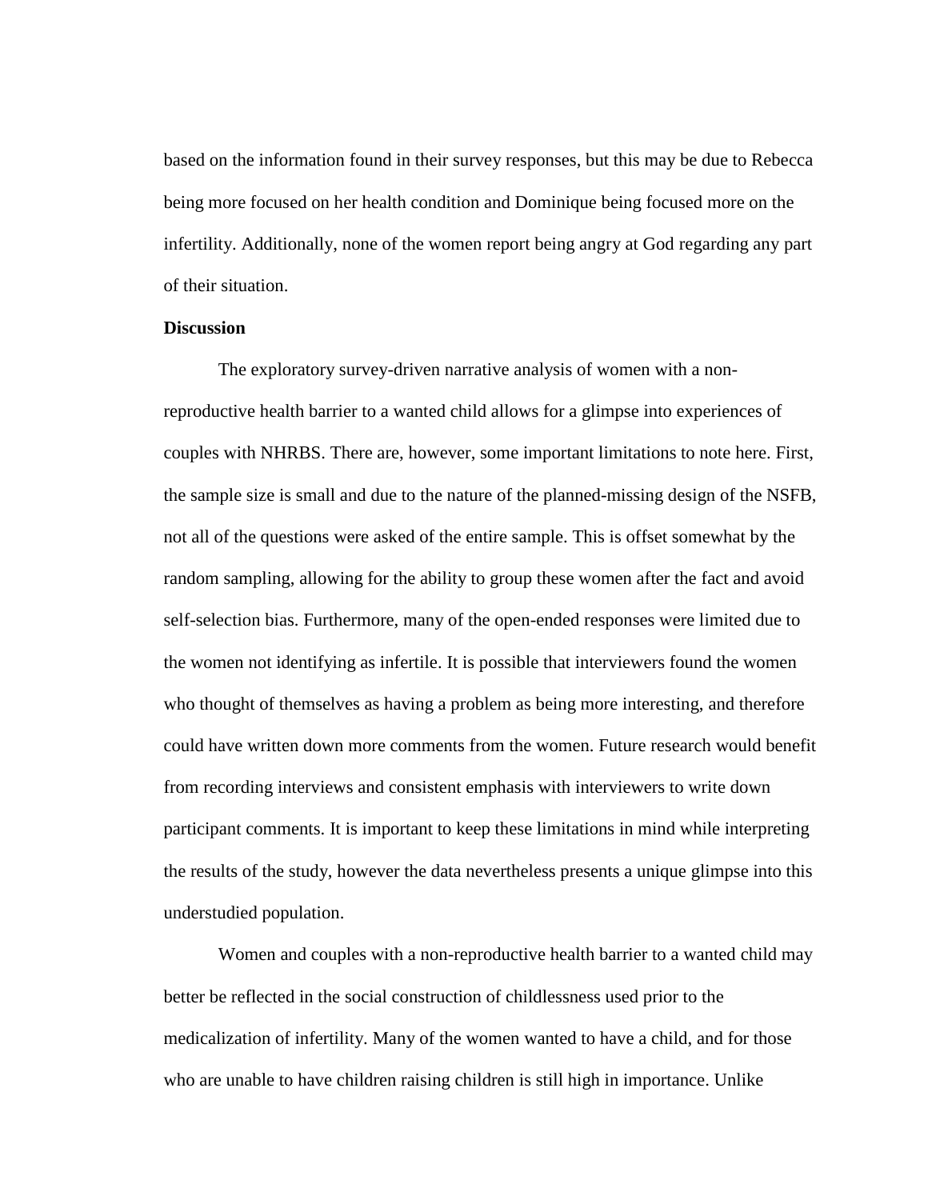based on the information found in their survey responses, but this may be due to Rebecca being more focused on her health condition and Dominique being focused more on the infertility. Additionally, none of the women report being angry at God regarding any part of their situation.

**Discussion**

The exploratory survey-driven narrative analysis of women with a non-reproductive health barrier to a wanted child allows for a glimpse into experiences of couples with NHRBS. There are, however, some important limitations to note here. First, the sample size is small and due to the nature of the planned-missing design of the NSFB, not all of the questions were asked of the entire sample. This is offset somewhat by the random sampling, allowing for the ability to group these women after the fact and avoid self-selection bias. Furthermore, many of the open-ended responses were limited due to the women not identifying as infertile. It is possible that interviewers found the women who thought of themselves as having a problem as being more interesting, and therefore could have written down more comments from the women. Future research would benefit from recording interviews and consistent emphasis with interviewers to write down participant comments. It is important to keep these limitations in mind while interpreting the results of the study, however the data nevertheless presents a unique glimpse into this understudied population.

Women and couples with a non-reproductive health barrier to a wanted child may better be reflected in the social construction of childlessness used prior to the medicalization of infertility. Many of the women wanted to have a child, and for those who are unable to have children raising children is still high in importance. Unlike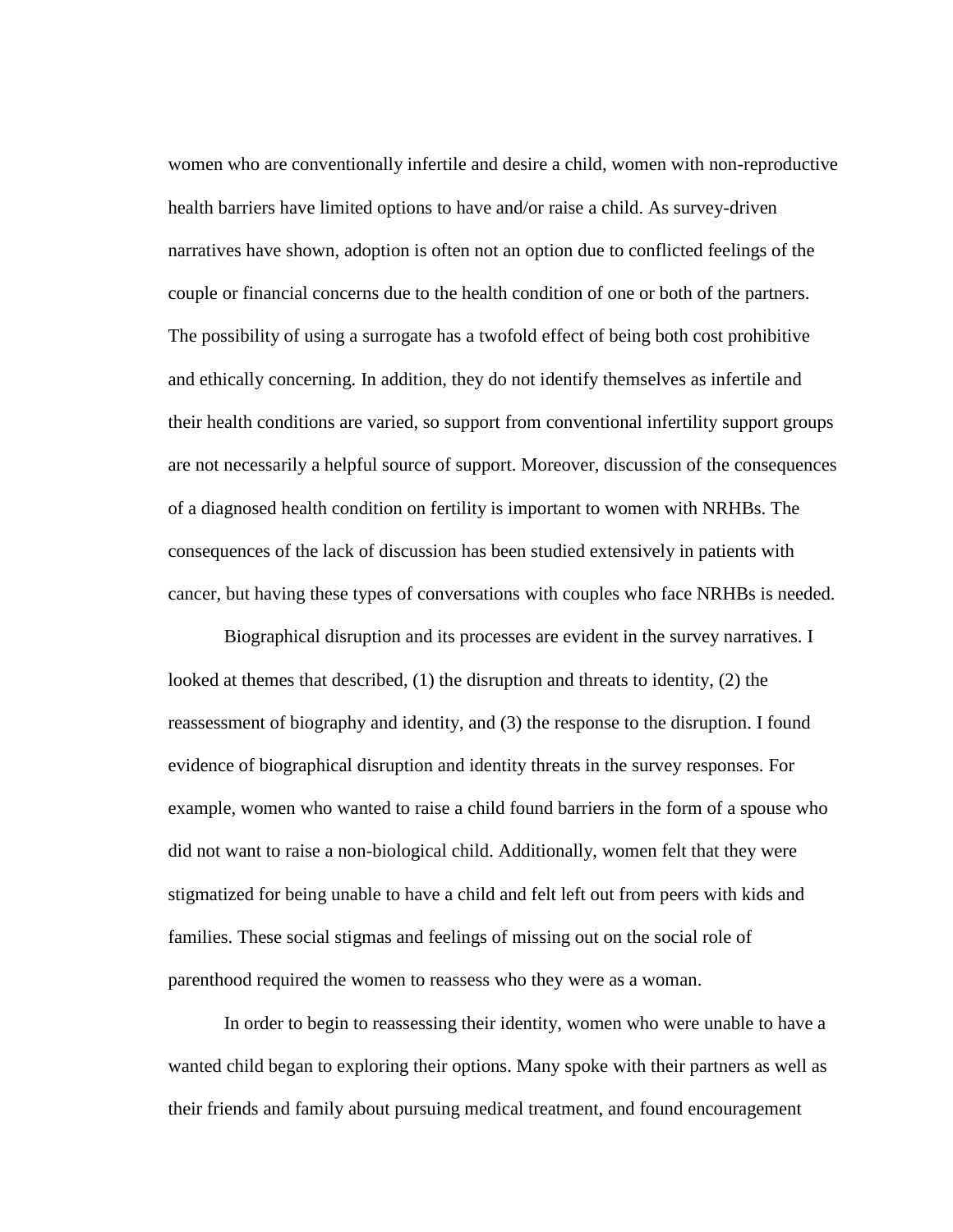women who are conventionally infertile and desire a child, women with non-reproductive health barriers have limited options to have and/or raise a child. As survey-driven narratives have shown, adoption is often not an option due to conflicted feelings of the couple or financial concerns due to the health condition of one or both of the partners. The possibility of using a surrogate has a twofold effect of being both cost prohibitive and ethically concerning. In addition, they do not identify themselves as infertile and their health conditions are varied, so support from conventional infertility support groups are not necessarily a helpful source of support. Moreover, discussion of the consequences of a diagnosed health condition on fertility is important to women with NRHBs. The consequences of the lack of discussion has been studied extensively in patients with cancer, but having these types of conversations with couples who face NRHBs is needed.

Biographical disruption and its processes are evident in the survey narratives. I looked at themes that described, (1) the disruption and threats to identity, (2) the reassessment of biography and identity, and (3) the response to the disruption. I found evidence of biographical disruption and identity threats in the survey responses. For example, women who wanted to raise a child found barriers in the form of a spouse who did not want to raise a non-biological child. Additionally, women felt that they were stigmatized for being unable to have a child and felt left out from peers with kids and families. These social stigmas and feelings of missing out on the social role of parenthood required the women to reassess who they were as a woman.

In order to begin to reassessing their identity, women who were unable to have a wanted child began to exploring their options. Many spoke with their partners as well as their friends and family about pursuing medical treatment, and found encouragement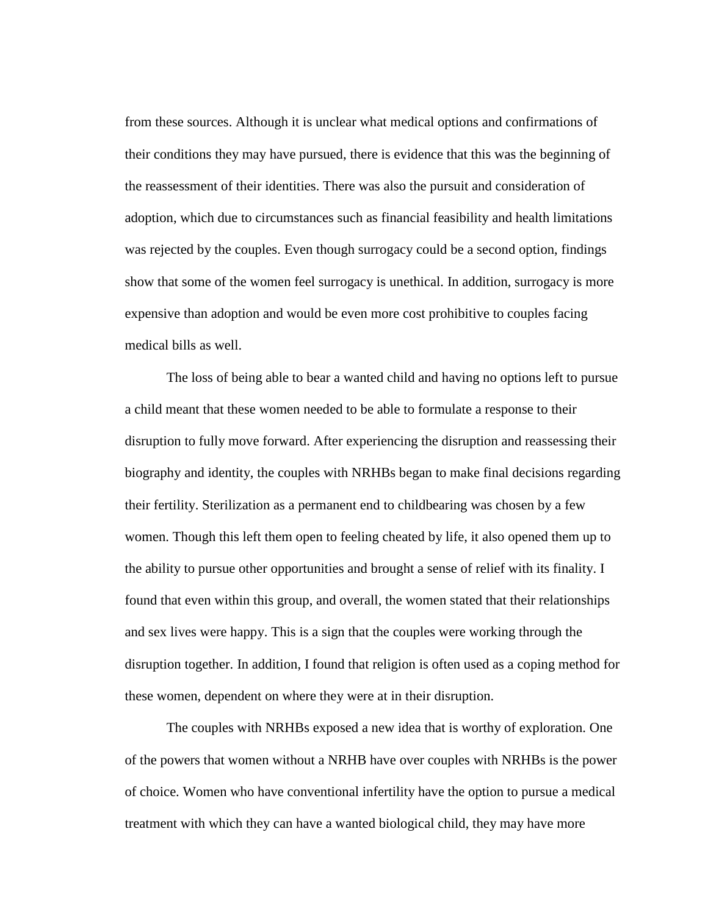from these sources. Although it is unclear what medical options and confirmations of their conditions they may have pursued, there is evidence that this was the beginning of the reassessment of their identities. There was also the pursuit and consideration of adoption, which due to circumstances such as financial feasibility and health limitations was rejected by the couples. Even though surrogacy could be a second option, findings show that some of the women feel surrogacy is unethical. In addition, surrogacy is more expensive than adoption and would be even more cost prohibitive to couples facing medical bills as well.

The loss of being able to bear a wanted child and having no options left to pursue a child meant that these women needed to be able to formulate a response to their disruption to fully move forward. After experiencing the disruption and reassessing their biography and identity, the couples with NRHBs began to make final decisions regarding their fertility. Sterilization as a permanent end to childbearing was chosen by a few women. Though this left them open to feeling cheated by life, it also opened them up to the ability to pursue other opportunities and brought a sense of relief with its finality. I found that even within this group, and overall, the women stated that their relationships and sex lives were happy. This is a sign that the couples were working through the disruption together. In addition, I found that religion is often used as a coping method for these women, dependent on where they were at in their disruption.

The couples with NRHBs exposed a new idea that is worthy of exploration. One of the powers that women without a NRHB have over couples with NRHBs is the power of choice. Women who have conventional infertility have the option to pursue a medical treatment with which they can have a wanted biological child, they may have more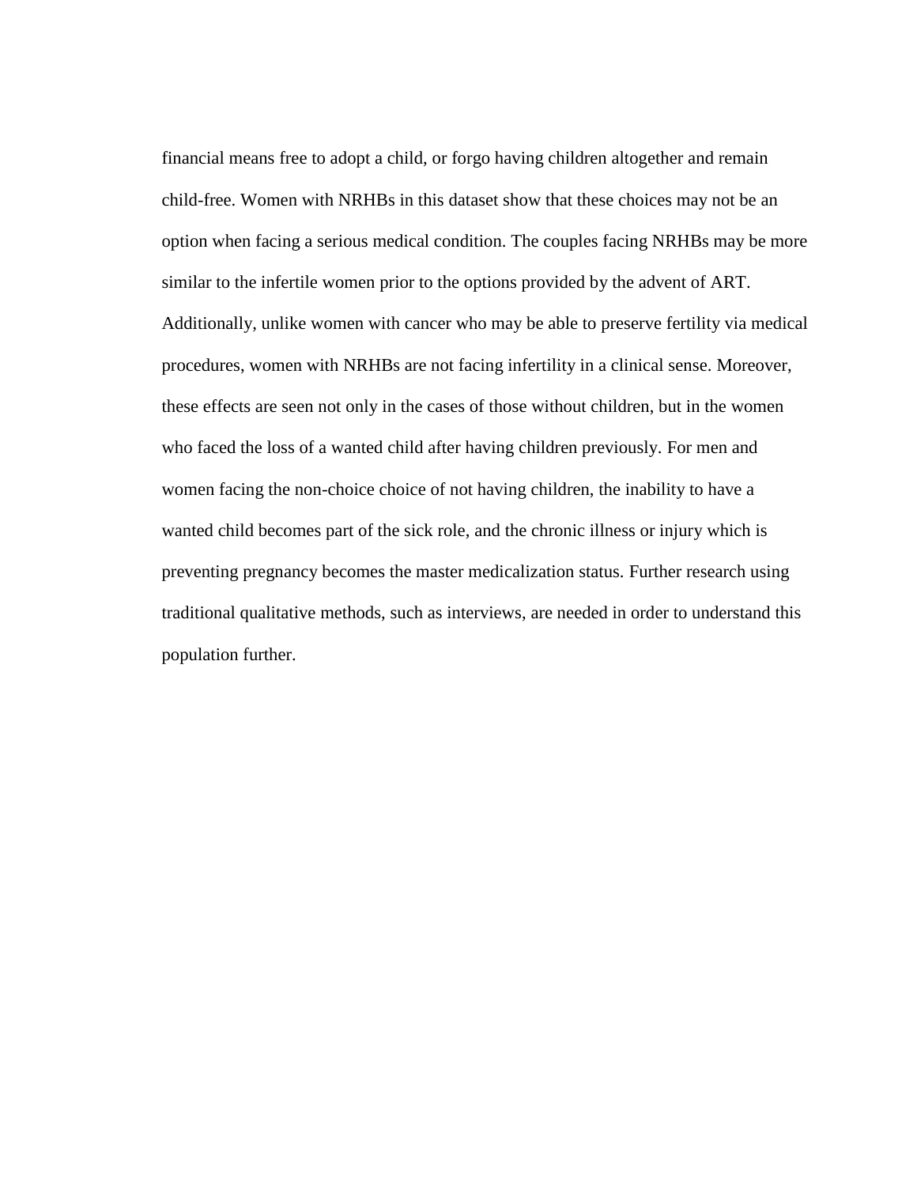financial means free to adopt a child, or forgo having children altogether and remain child-free. Women with NRHBs in this dataset show that these choices may not be an option when facing a serious medical condition. The couples facing NRHBs may be more similar to the infertile women prior to the options provided by the advent of ART. Additionally, unlike women with cancer who may be able to preserve fertility via medical procedures, women with NRHBs are not facing infertility in a clinical sense. Moreover, these effects are seen not only in the cases of those without children, but in the women who faced the loss of a wanted child after having children previously. For men and women facing the non-choice choice of not having children, the inability to have a wanted child becomes part of the sick role, and the chronic illness or injury which is preventing pregnancy becomes the master medicalization status. Further research using traditional qualitative methods, such as interviews, are needed in order to understand this population further.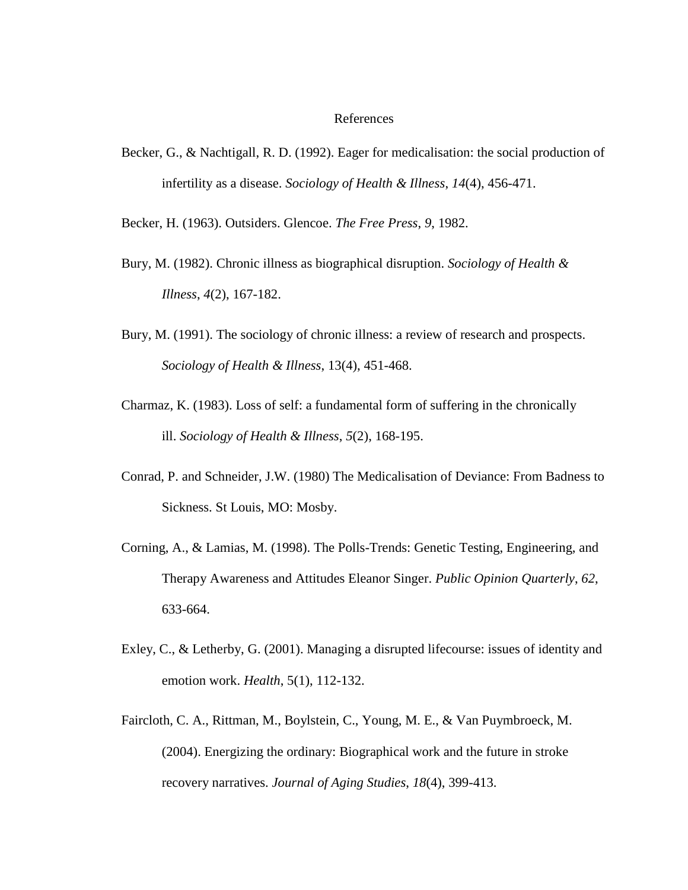# References

Becker, G., & Nachtigall, R. D. (1992). Eager for medicalisation: the social production of infertility as a disease. *Sociology of Health & Illness*, *14*(4), 456-471.

Becker, H. (1963). Outsiders. Glencoe. *The Free Press*, *9*, 1982.

Bury, M. (1982). Chronic illness as biographical disruption. *Sociology of Health & Illness*, *4*(2), 167-182.

Bury, M. (1991). The sociology of chronic illness: a review of research and prospects. *Sociology of Health & Illness*, 13(4), 451-468.

Charmaz, K. (1983). Loss of self: a fundamental form of suffering in the chronically ill. *Sociology of Health & Illness*, *5*(2), 168-195.

Conrad, P. and Schneider, J.W. (1980) The Medicalisation of Deviance: From Badness to Sickness. St Louis, MO: Mosby.

Corning, A., & Lamias, M. (1998). The Polls-Trends: Genetic Testing, Engineering, and Therapy Awareness and Attitudes Eleanor Singer. *Public Opinion Quarterly*, *62*, 633-664.

Exley, C., & Letherby, G. (2001). Managing a disrupted lifecourse: issues of identity and emotion work. *Health*, 5(1), 112-132.

Faircloth, C. A., Rittman, M., Boylstein, C., Young, M. E., & Van Puymbroeck, M. (2004). Energizing the ordinary: Biographical work and the future in stroke recovery narratives. *Journal of Aging Studies*, *18*(4), 399-413.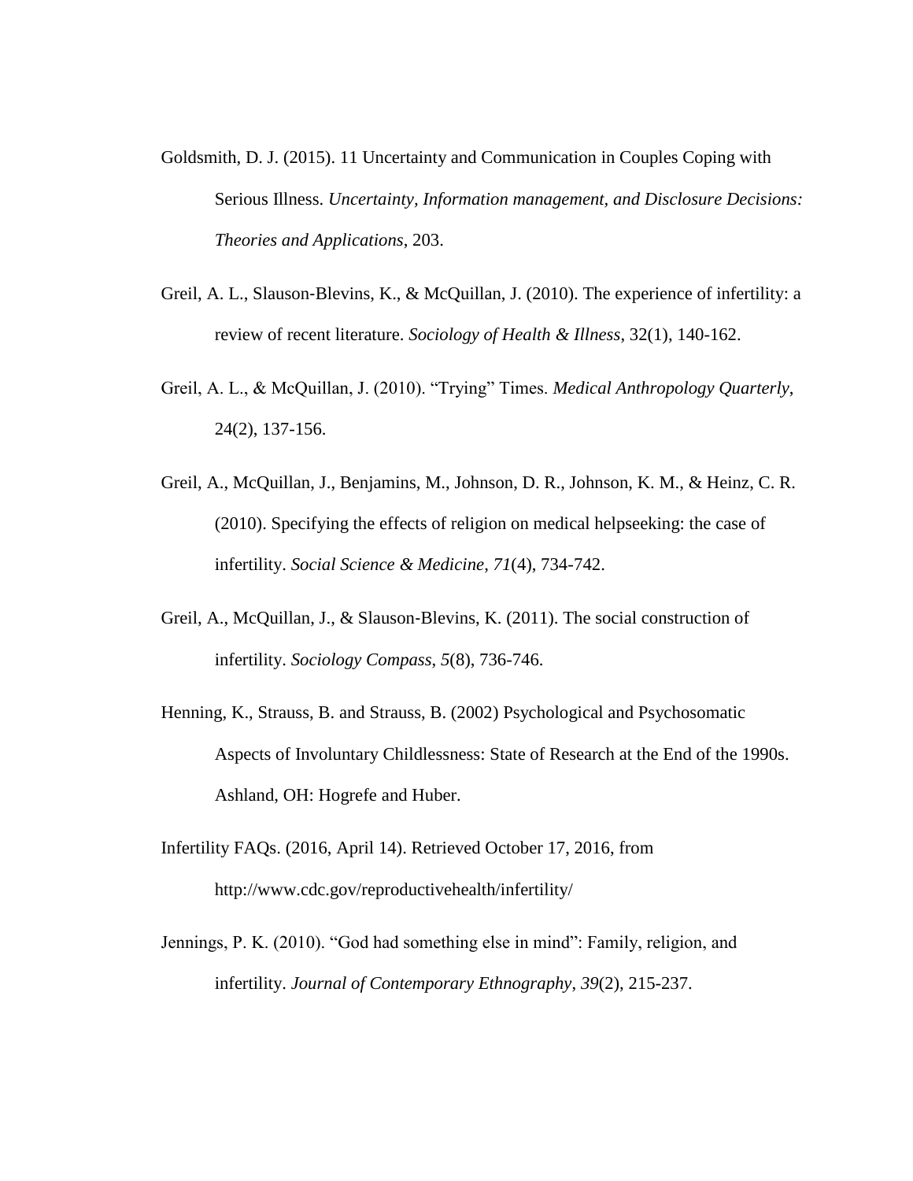Goldsmith, D. J. (2015). 11 Uncertainty and Communication in Couples Coping with Serious Illness. *Uncertainty, Information management, and Disclosure Decisions: Theories and Applications*, 203.

Greil, A. L., Slauson‐Blevins, K., & McQuillan, J. (2010). The experience of infertility: a review of recent literature. *Sociology of Health & Illness*, 32(1), 140-162.

Greil, A. L., & McQuillan, J. (2010). "Trying" Times. *Medical Anthropology Quarterly*, 24(2), 137-156.

Greil, A., McQuillan, J., Benjamins, M., Johnson, D. R., Johnson, K. M., & Heinz, C. R. (2010). Specifying the effects of religion on medical helpseeking: the case of infertility. *Social Science & Medicine*, *71*(4), 734-742.

Greil, A., McQuillan, J., & Slauson‐Blevins, K. (2011). The social construction of infertility. *Sociology Compass*, *5*(8), 736-746.

Henning, K., Strauss, B. and Strauss, B. (2002) Psychological and Psychosomatic Aspects of Involuntary Childlessness: State of Research at the End of the 1990s. Ashland, OH: Hogrefe and Huber.

Infertility FAQs. (2016, April 14). Retrieved October 17, 2016, from http://www.cdc.gov/reproductivehealth/infertility/

Jennings, P. K. (2010). "God had something else in mind": Family, religion, and infertility. *Journal of Contemporary Ethnography*, *39*(2), 215-237.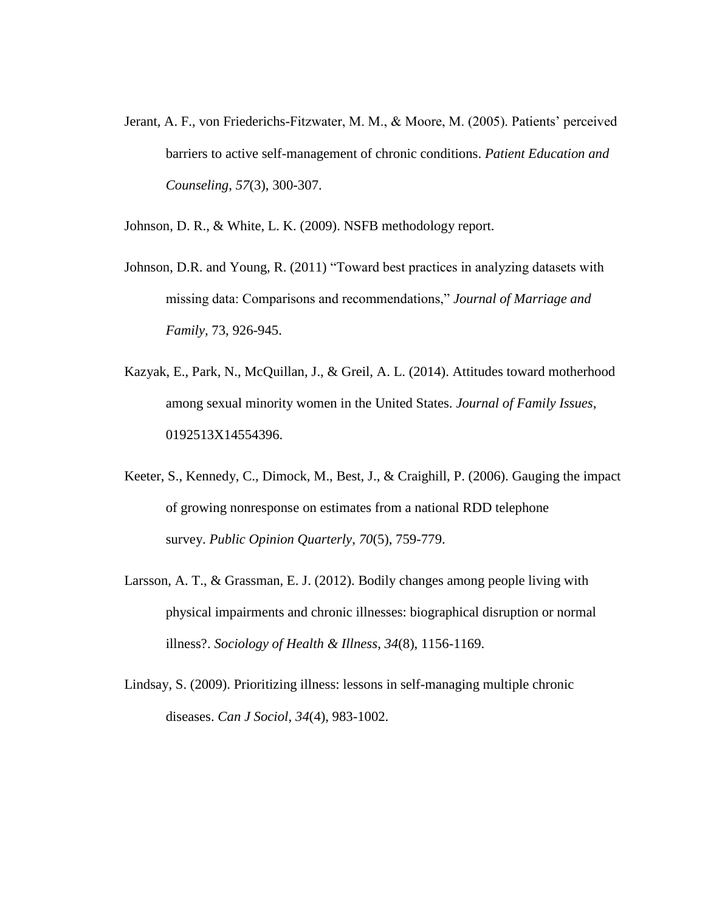Jerant, A. F., von Friederichs-Fitzwater, M. M., & Moore, M. (2005). Patients' perceived barriers to active self-management of chronic conditions. *Patient Education and Counseling*, *57*(3), 300-307.

Johnson, D. R., & White, L. K. (2009). NSFB methodology report.

Johnson, D.R. and Young, R. (2011) "Toward best practices in analyzing datasets with missing data: Comparisons and recommendations," *Journal of Marriage and Family*, 73, 926-945.

Kazyak, E., Park, N., McQuillan, J., & Greil, A. L. (2014). Attitudes toward motherhood among sexual minority women in the United States. *Journal of Family Issues*, 0192513X14554396.

Keeter, S., Kennedy, C., Dimock, M., Best, J., & Craighill, P. (2006). Gauging the impact of growing nonresponse on estimates from a national RDD telephone survey. *Public Opinion Quarterly*, *70*(5), 759-779.

Larsson, A. T., & Grassman, E. J. (2012). Bodily changes among people living with physical impairments and chronic illnesses: biographical disruption or normal illness?. *Sociology of Health & Illness*, *34*(8), 1156-1169.

Lindsay, S. (2009). Prioritizing illness: lessons in self-managing multiple chronic diseases. *Can J Sociol*, *34*(4), 983-1002.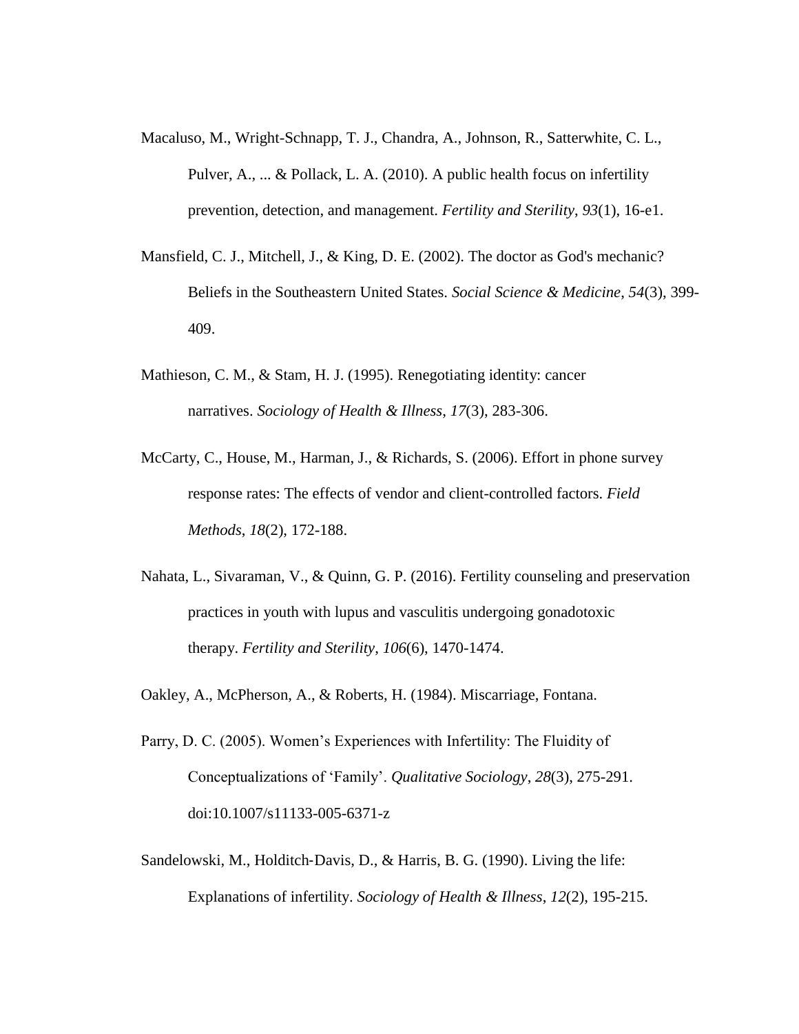Macaluso, M., Wright-Schnapp, T. J., Chandra, A., Johnson, R., Satterwhite, C. L., Pulver, A., ... & Pollack, L. A. (2010). A public health focus on infertility prevention, detection, and management. *Fertility and Sterility*, *93*(1), 16-e1.

Mansfield, C. J., Mitchell, J., & King, D. E. (2002). The doctor as God's mechanic? Beliefs in the Southeastern United States. *Social Science & Medicine*, *54*(3), 399-409.

Mathieson, C. M., & Stam, H. J. (1995). Renegotiating identity: cancer narratives. *Sociology of Health & Illness*, *17*(3), 283-306.

McCarty, C., House, M., Harman, J., & Richards, S. (2006). Effort in phone survey response rates: The effects of vendor and client-controlled factors. *Field Methods*, *18*(2), 172-188.

Nahata, L., Sivaraman, V., & Quinn, G. P. (2016). Fertility counseling and preservation practices in youth with lupus and vasculitis undergoing gonadotoxic therapy. *Fertility and Sterility*, *106*(6), 1470-1474.

Oakley, A., McPherson, A., & Roberts, H. (1984). Miscarriage, Fontana.

Parry, D. C. (2005). Women's Experiences with Infertility: The Fluidity of Conceptualizations of 'Family'. *Qualitative Sociology*, *28*(3), 275-291. doi:10.1007/s11133-005-6371-z

Sandelowski, M., Holditch-Davis, D., & Harris, B. G. (1990). Living the life: Explanations of infertility. *Sociology of Health & Illness*, *12*(2), 195-215.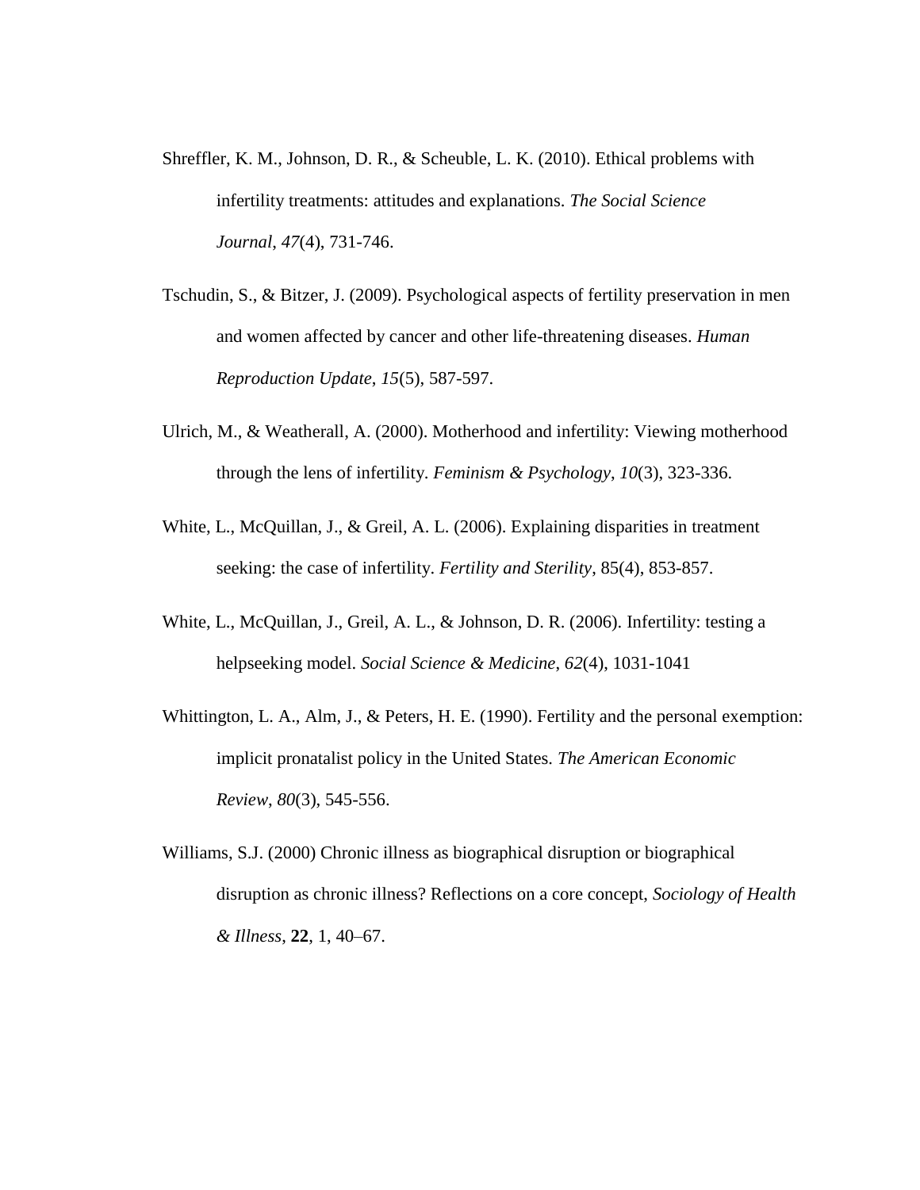Shreffler, K. M., Johnson, D. R., & Scheuble, L. K. (2010). Ethical problems with infertility treatments: attitudes and explanations. *The Social Science Journal*, *47*(4), 731-746.

Tschudin, S., & Bitzer, J. (2009). Psychological aspects of fertility preservation in men and women affected by cancer and other life-threatening diseases. *Human Reproduction Update*, *15*(5), 587-597.

Ulrich, M., & Weatherall, A. (2000). Motherhood and infertility: Viewing motherhood through the lens of infertility. *Feminism & Psychology*, *10*(3), 323-336.

White, L., McQuillan, J., & Greil, A. L. (2006). Explaining disparities in treatment seeking: the case of infertility. *Fertility and Sterility*, 85(4), 853-857.

White, L., McQuillan, J., Greil, A. L., & Johnson, D. R. (2006). Infertility: testing a helpseeking model. *Social Science & Medicine*, *62*(4), 1031-1041

Whittington, L. A., Alm, J., & Peters, H. E. (1990). Fertility and the personal exemption: implicit pronatalist policy in the United States. *The American Economic Review*, *80*(3), 545-556.

Williams, S.J. (2000) Chronic illness as biographical disruption or biographical disruption as chronic illness? Reflections on a core concept, *Sociology of Health & Illness*, **22**, 1, 40–67.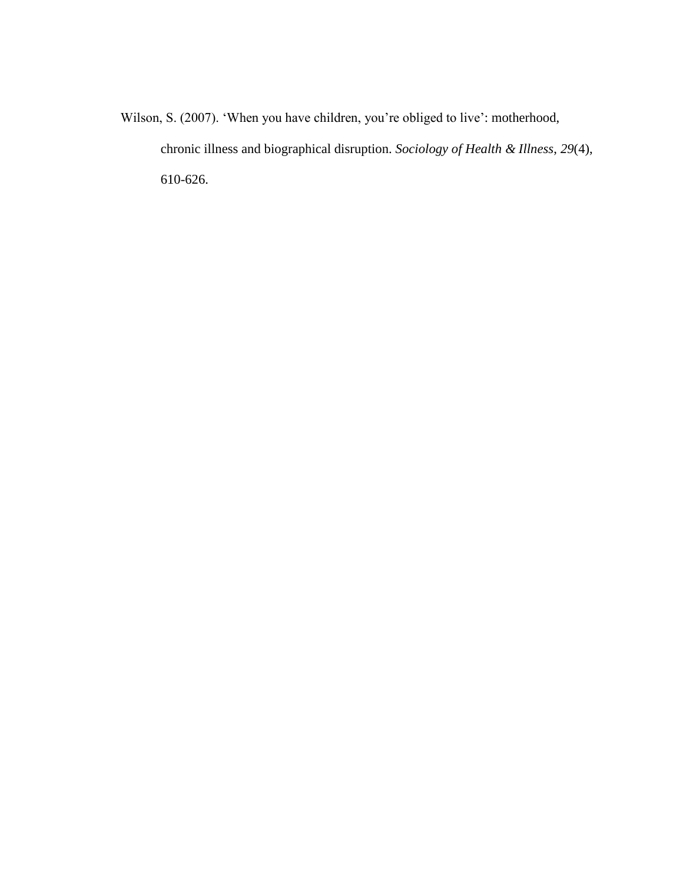Wilson, S. (2007). 'When you have children, you're obliged to live': motherhood, chronic illness and biographical disruption. *Sociology of Health & Illness*, *29*(4), 610-626.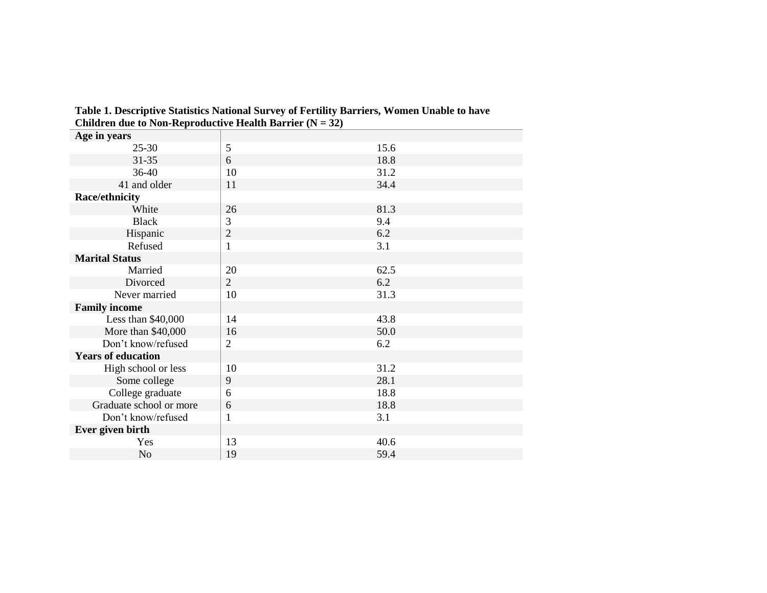**Table 1. Descriptive Statistics National Survey of Fertility Barriers, Women Unable to have Children due to Non-Reproductive Health Barrier (N = 32)**

| | | |
|---|---|---|
| **Age in years** | | |
| 25-30 | 5 | 15.6 |
| 31-35 | 6 | 18.8 |
| 36-40 | 10 | 31.2 |
| 41 and older | 11 | 34.4 |
| **Race/ethnicity** | | |
| White | 26 | 81.3 |
| Black | 3 | 9.4 |
| Hispanic | 2 | 6.2 |
| Refused | 1 | 3.1 |
| **Marital Status** | | |
| Married | 20 | 62.5 |
| Divorced | 2 | 6.2 |
| Never married | 10 | 31.3 |
| **Family income** | | |
| Less than $40,000 | 14 | 43.8 |
| More than $40,000 | 16 | 50.0 |
| Don't know/refused | 2 | 6.2 |
| **Years of education** | | |
| High school or less | 10 | 31.2 |
| Some college | 9 | 28.1 |
| College graduate | 6 | 18.8 |
| Graduate school or more | 6 | 18.8 |
| Don't know/refused | 1 | 3.1 |
| **Ever given birth** | | |
| Yes | 13 | 40.6 |
| No | 19 | 59.4 |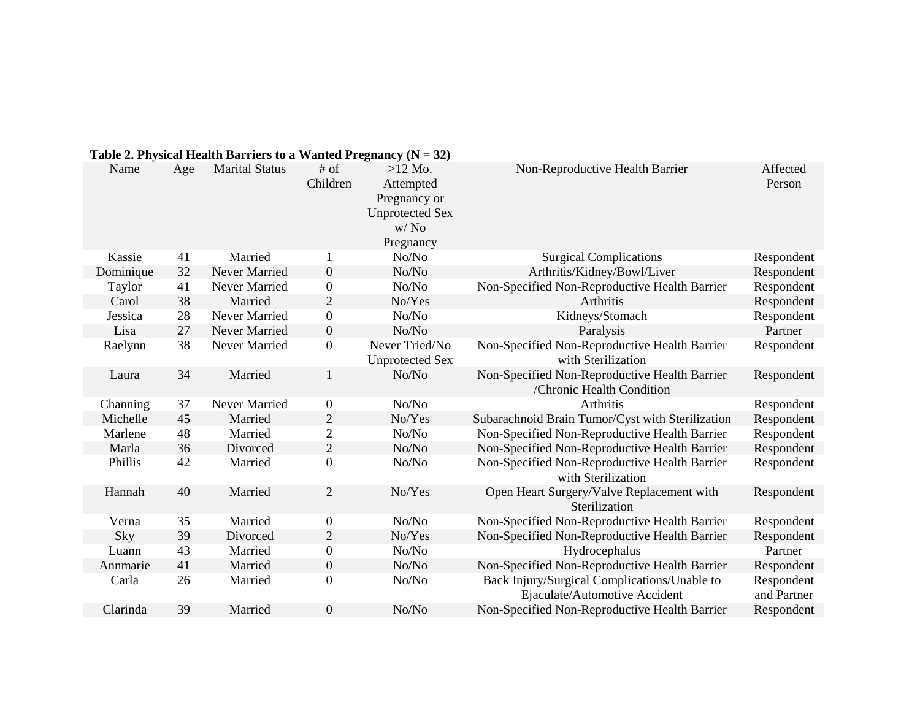**Table 2. Physical Health Barriers to a Wanted Pregnancy (N = 32)**

| Name | Age | Marital Status | # of Children | >12 Mo. Attempted Pregnancy or Unprotected Sex w/ No Pregnancy | Non-Reproductive Health Barrier | Affected Person |
|---|---|---|---|---|---|---|
| Kassie | 41 | Married | 1 | No/No | Surgical Complications | Respondent |
| Dominique | 32 | Never Married | 0 | No/No | Arthritis/Kidney/Bowl/Liver | Respondent |
| Taylor | 41 | Never Married | 0 | No/No | Non-Specified Non-Reproductive Health Barrier | Respondent |
| Carol | 38 | Married | 2 | No/Yes | Arthritis | Respondent |
| Jessica | 28 | Never Married | 0 | No/No | Kidneys/Stomach | Respondent |
| Lisa | 27 | Never Married | 0 | No/No | Paralysis | Partner |
| Raelynn | 38 | Never Married | 0 | Never Tried/No Unprotected Sex | Non-Specified Non-Reproductive Health Barrier with Sterilization | Respondent |
| Laura | 34 | Married | 1 | No/No | Non-Specified Non-Reproductive Health Barrier /Chronic Health Condition | Respondent |
| Channing | 37 | Never Married | 0 | No/No | Arthritis | Respondent |
| Michelle | 45 | Married | 2 | No/Yes | Subarachnoid Brain Tumor/Cyst with Sterilization | Respondent |
| Marlene | 48 | Married | 2 | No/No | Non-Specified Non-Reproductive Health Barrier | Respondent |
| Marla | 36 | Divorced | 2 | No/No | Non-Specified Non-Reproductive Health Barrier | Respondent |
| Phillis | 42 | Married | 0 | No/No | Non-Specified Non-Reproductive Health Barrier with Sterilization | Respondent |
| Hannah | 40 | Married | 2 | No/Yes | Open Heart Surgery/Valve Replacement with Sterilization | Respondent |
| Verna | 35 | Married | 0 | No/No | Non-Specified Non-Reproductive Health Barrier | Respondent |
| Sky | 39 | Divorced | 2 | No/Yes | Non-Specified Non-Reproductive Health Barrier | Respondent |
| Luann | 43 | Married | 0 | No/No | Hydrocephalus | Partner |
| Annmarie | 41 | Married | 0 | No/No | Non-Specified Non-Reproductive Health Barrier | Respondent |
| Carla | 26 | Married | 0 | No/No | Back Injury/Surgical Complications/Unable to Ejaculate/Automotive Accident | Respondent and Partner |
| Clarinda | 39 | Married | 0 | No/No | Non-Specified Non-Reproductive Health Barrier | Respondent |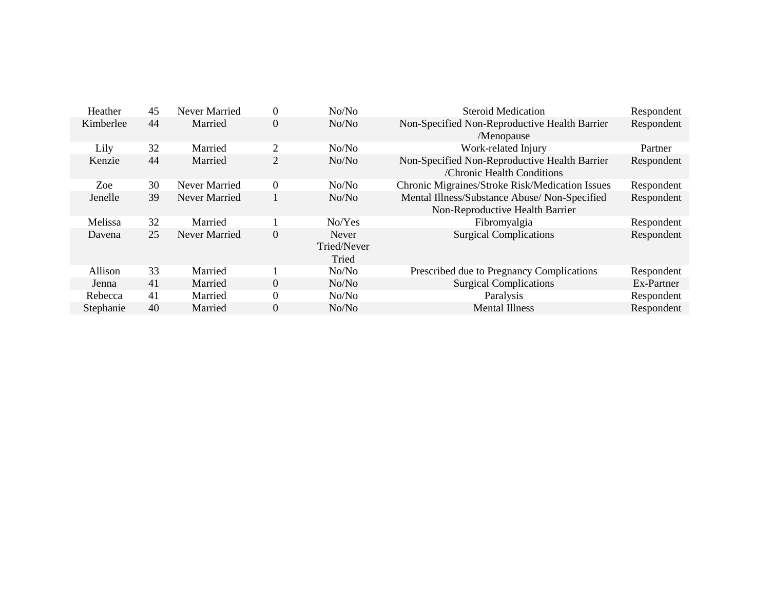| | | | | | | |
|---|---|---|---|---|---|---|
| Heather | 45 | Never Married | 0 | No/No | Steroid Medication | Respondent |
| Kimberlee | 44 | Married | 0 | No/No | Non-Specified Non-Reproductive Health Barrier /Menopause | Respondent |
| Lily | 32 | Married | 2 | No/No | Work-related Injury | Partner |
| Kenzie | 44 | Married | 2 | No/No | Non-Specified Non-Reproductive Health Barrier /Chronic Health Conditions | Respondent |
| Zoe | 30 | Never Married | 0 | No/No | Chronic Migraines/Stroke Risk/Medication Issues | Respondent |
| Jenelle | 39 | Never Married | 1 | No/No | Mental Illness/Substance Abuse/ Non-Specified Non-Reproductive Health Barrier | Respondent |
| Melissa | 32 | Married | 1 | No/Yes | Fibromyalgia | Respondent |
| Davena | 25 | Never Married | 0 | Never Tried/Never Tried | Surgical Complications | Respondent |
| Allison | 33 | Married | 1 | No/No | Prescribed due to Pregnancy Complications | Respondent |
| Jenna | 41 | Married | 0 | No/No | Surgical Complications | Ex-Partner |
| Rebecca | 41 | Married | 0 | No/No | Paralysis | Respondent |
| Stephanie | 40 | Married | 0 | No/No | Mental Illness | Respondent |